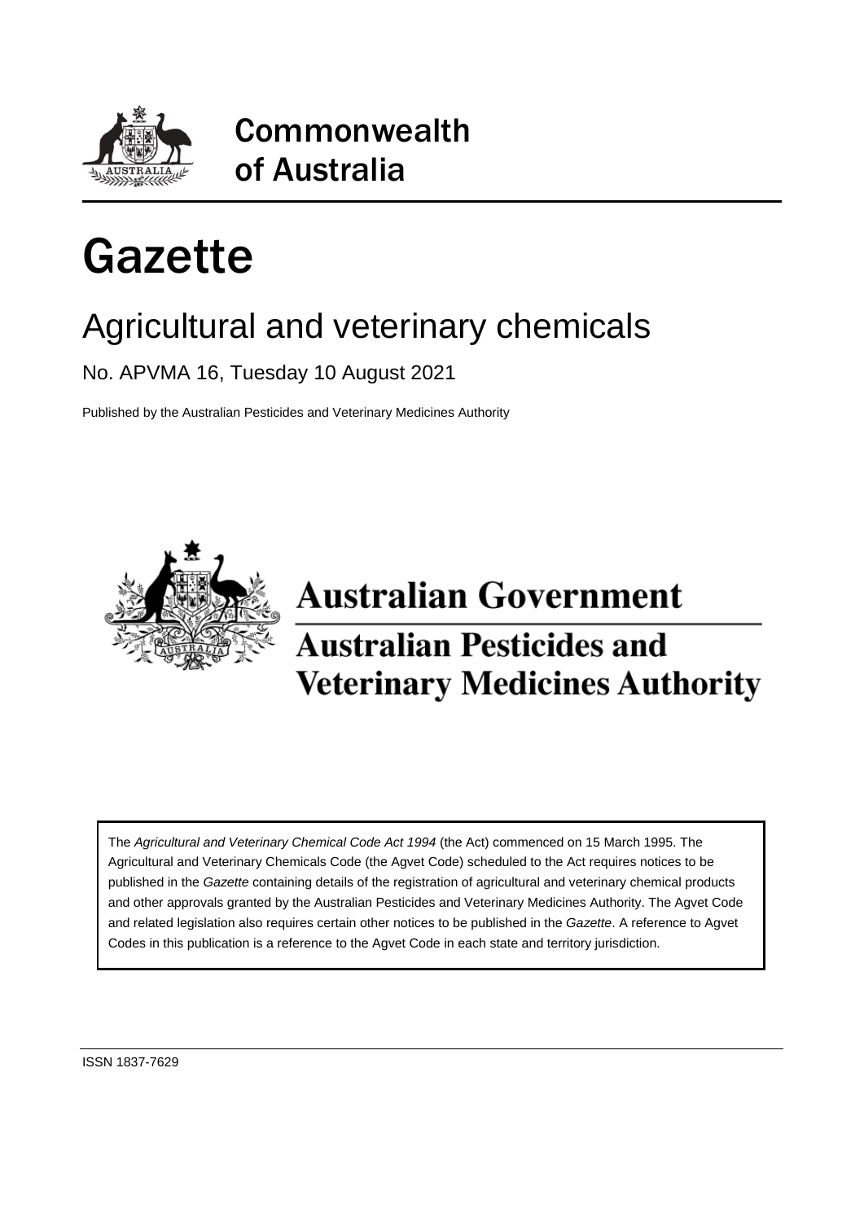# Commonwealth of Australia

# Gazette

## Agricultural and veterinary chemicals

No. APVMA 16, Tuesday 10 August 2021

Published by the Australian Pesticides and Veterinary Medicines Authority

**Australian Government**

**Australian Pesticides and Veterinary Medicines Authority**

The *Agricultural and Veterinary Chemical Code Act 1994* (the Act) commenced on 15 March 1995. The Agricultural and Veterinary Chemicals Code (the Agvet Code) scheduled to the Act requires notices to be published in the *Gazette* containing details of the registration of agricultural and veterinary chemical products and other approvals granted by the Australian Pesticides and Veterinary Medicines Authority. The Agvet Code and related legislation also requires certain other notices to be published in the *Gazette*. A reference to Agvet Codes in this publication is a reference to the Agvet Code in each state and territory jurisdiction.

ISSN 1837-7629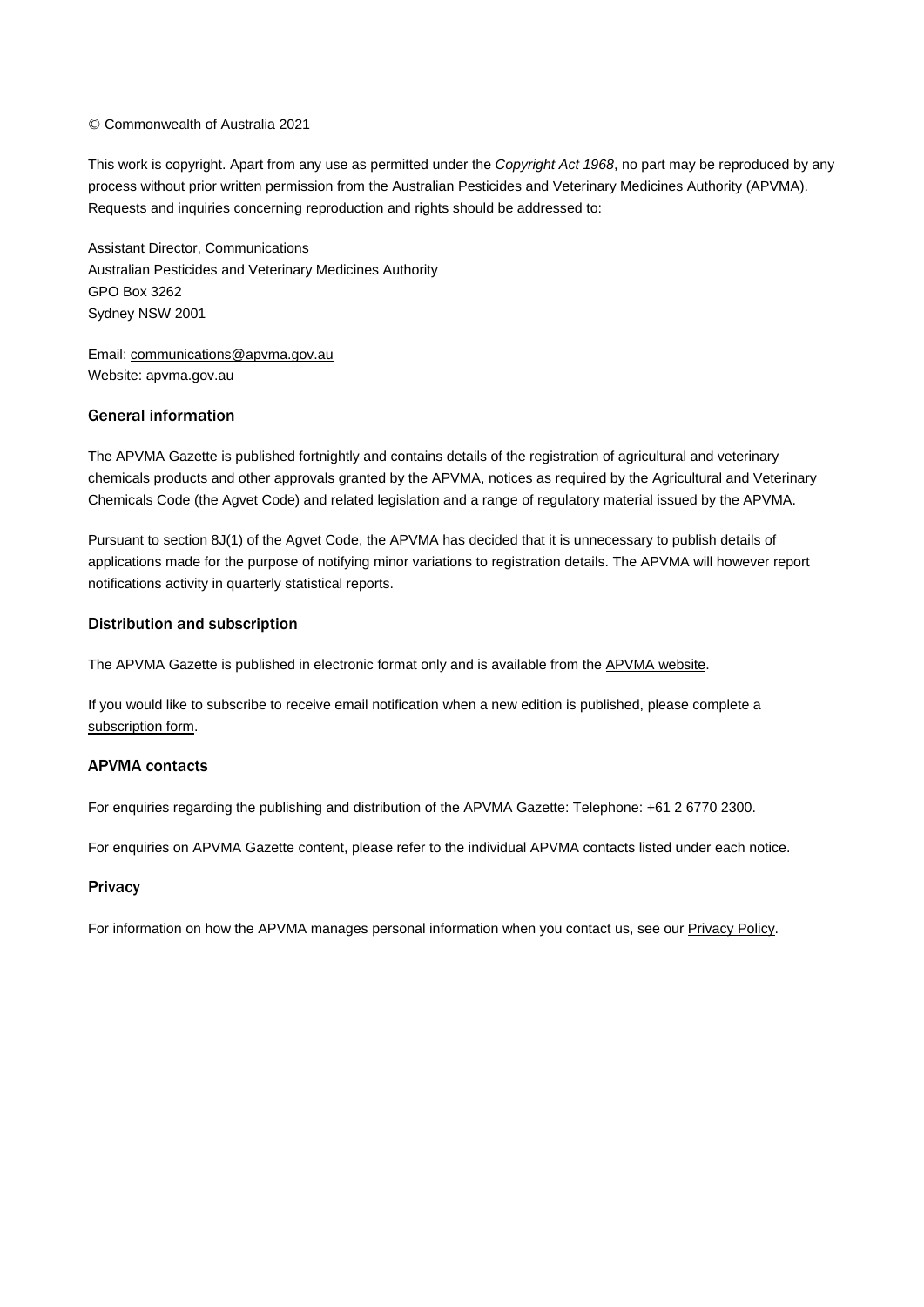© Commonwealth of Australia 2021

This work is copyright. Apart from any use as permitted under the *Copyright Act 1968*, no part may be reproduced by any process without prior written permission from the Australian Pesticides and Veterinary Medicines Authority (APVMA). Requests and inquiries concerning reproduction and rights should be addressed to:

Assistant Director, Communications
Australian Pesticides and Veterinary Medicines Authority
GPO Box 3262
Sydney NSW 2001

Email: communications@apvma.gov.au
Website: apvma.gov.au

### General information

The APVMA Gazette is published fortnightly and contains details of the registration of agricultural and veterinary chemicals products and other approvals granted by the APVMA, notices as required by the Agricultural and Veterinary Chemicals Code (the Agvet Code) and related legislation and a range of regulatory material issued by the APVMA.

Pursuant to section 8J(1) of the Agvet Code, the APVMA has decided that it is unnecessary to publish details of applications made for the purpose of notifying minor variations to registration details. The APVMA will however report notifications activity in quarterly statistical reports.

### Distribution and subscription

The APVMA Gazette is published in electronic format only and is available from the APVMA website.

If you would like to subscribe to receive email notification when a new edition is published, please complete a subscription form.

### APVMA contacts

For enquiries regarding the publishing and distribution of the APVMA Gazette: Telephone: +61 2 6770 2300.

For enquiries on APVMA Gazette content, please refer to the individual APVMA contacts listed under each notice.

### Privacy

For information on how the APVMA manages personal information when you contact us, see our Privacy Policy.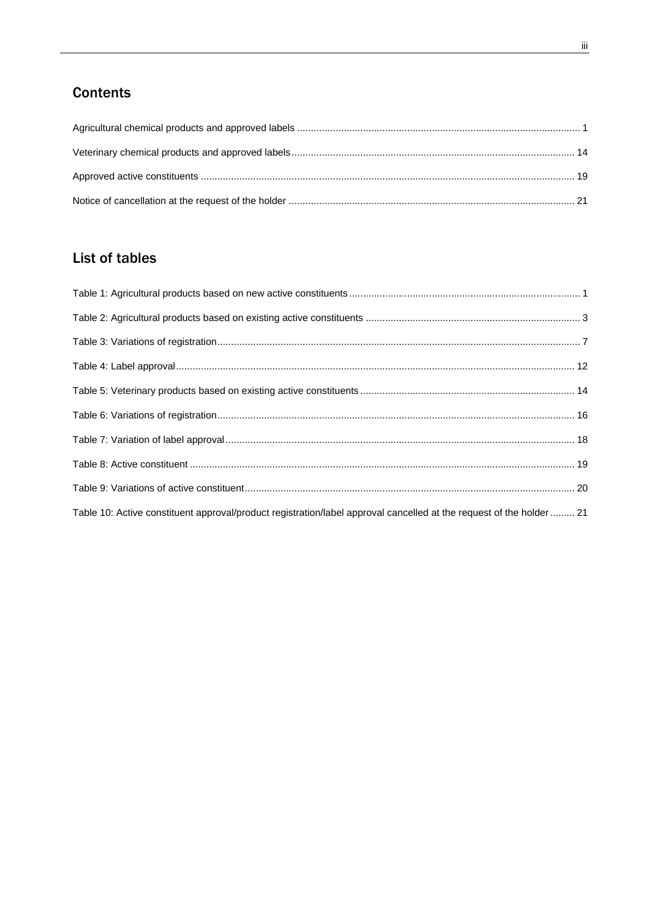## Contents

Agricultural chemical products and approved labels ..... 1

Veterinary chemical products and approved labels ..... 14

Approved active constituents ..... 19

Notice of cancellation at the request of the holder ..... 21

## List of tables

Table 1: Agricultural products based on new active constituents ..... 1

Table 2: Agricultural products based on existing active constituents ..... 3

Table 3: Variations of registration ..... 7

Table 4: Label approval ..... 12

Table 5: Veterinary products based on existing active constituents ..... 14

Table 6: Variations of registration ..... 16

Table 7: Variation of label approval ..... 18

Table 8: Active constituent ..... 19

Table 9: Variations of active constituent ..... 20

Table 10: Active constituent approval/product registration/label approval cancelled at the request of the holder ..... 21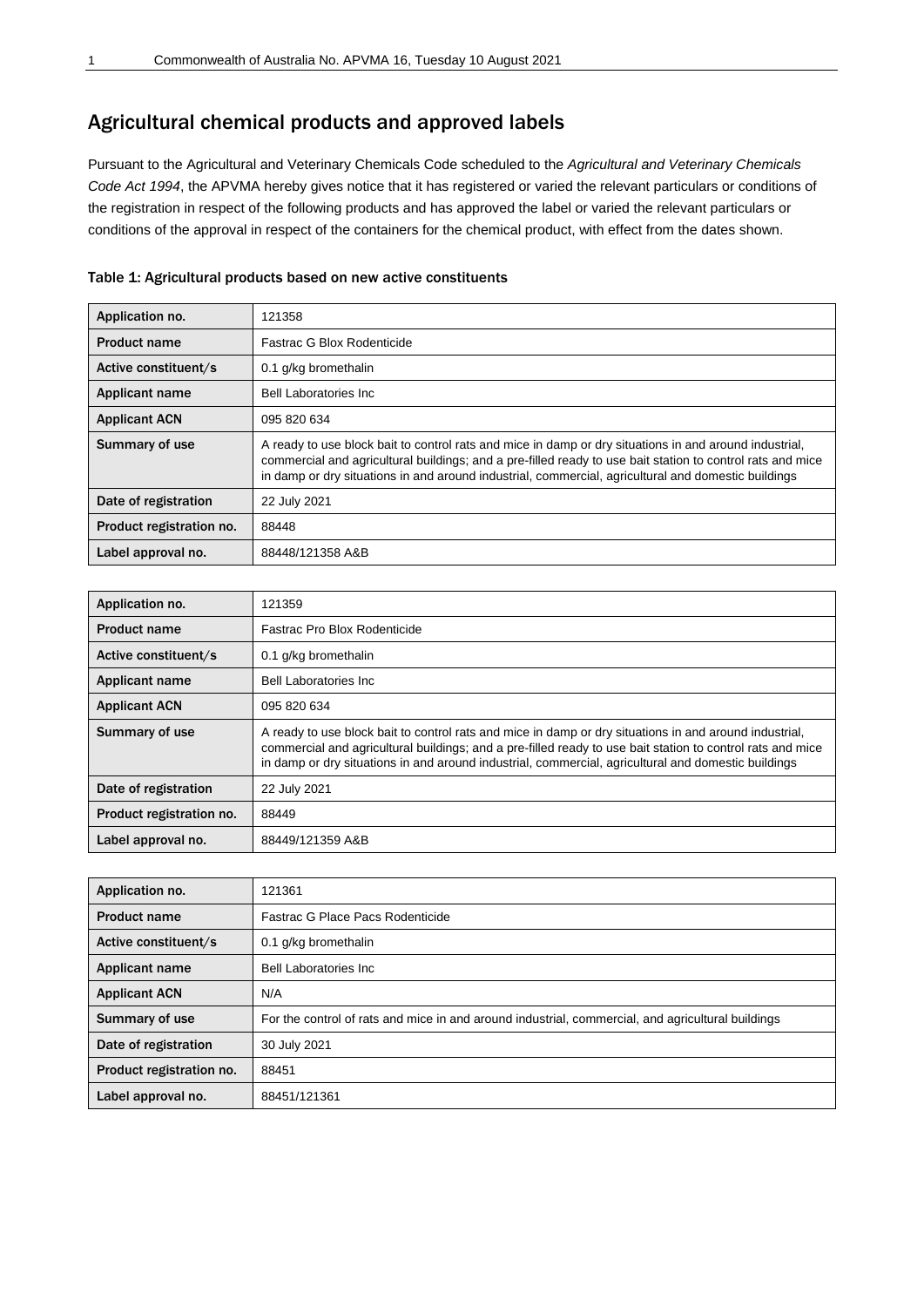## Agricultural chemical products and approved labels

Pursuant to the Agricultural and Veterinary Chemicals Code scheduled to the *Agricultural and Veterinary Chemicals Code Act 1994*, the APVMA hereby gives notice that it has registered or varied the relevant particulars or conditions of the registration in respect of the following products and has approved the label or varied the relevant particulars or conditions of the approval in respect of the containers for the chemical product, with effect from the dates shown.

### Table 1: Agricultural products based on new active constituents

| Application no. | 121358 |
|---|---|
| Product name | Fastrac G Blox Rodenticide |
| Active constituent/s | 0.1 g/kg bromethalin |
| Applicant name | Bell Laboratories Inc |
| Applicant ACN | 095 820 634 |
| Summary of use | A ready to use block bait to control rats and mice in damp or dry situations in and around industrial, commercial and agricultural buildings; and a pre-filled ready to use bait station to control rats and mice in damp or dry situations in and around industrial, commercial, agricultural and domestic buildings |
| Date of registration | 22 July 2021 |
| Product registration no. | 88448 |
| Label approval no. | 88448/121358 A&B |

| Application no. | 121359 |
|---|---|
| Product name | Fastrac Pro Blox Rodenticide |
| Active constituent/s | 0.1 g/kg bromethalin |
| Applicant name | Bell Laboratories Inc |
| Applicant ACN | 095 820 634 |
| Summary of use | A ready to use block bait to control rats and mice in damp or dry situations in and around industrial, commercial and agricultural buildings; and a pre-filled ready to use bait station to control rats and mice in damp or dry situations in and around industrial, commercial, agricultural and domestic buildings |
| Date of registration | 22 July 2021 |
| Product registration no. | 88449 |
| Label approval no. | 88449/121359 A&B |

| Application no. | 121361 |
|---|---|
| Product name | Fastrac G Place Pacs Rodenticide |
| Active constituent/s | 0.1 g/kg bromethalin |
| Applicant name | Bell Laboratories Inc |
| Applicant ACN | N/A |
| Summary of use | For the control of rats and mice in and around industrial, commercial, and agricultural buildings |
| Date of registration | 30 July 2021 |
| Product registration no. | 88451 |
| Label approval no. | 88451/121361 |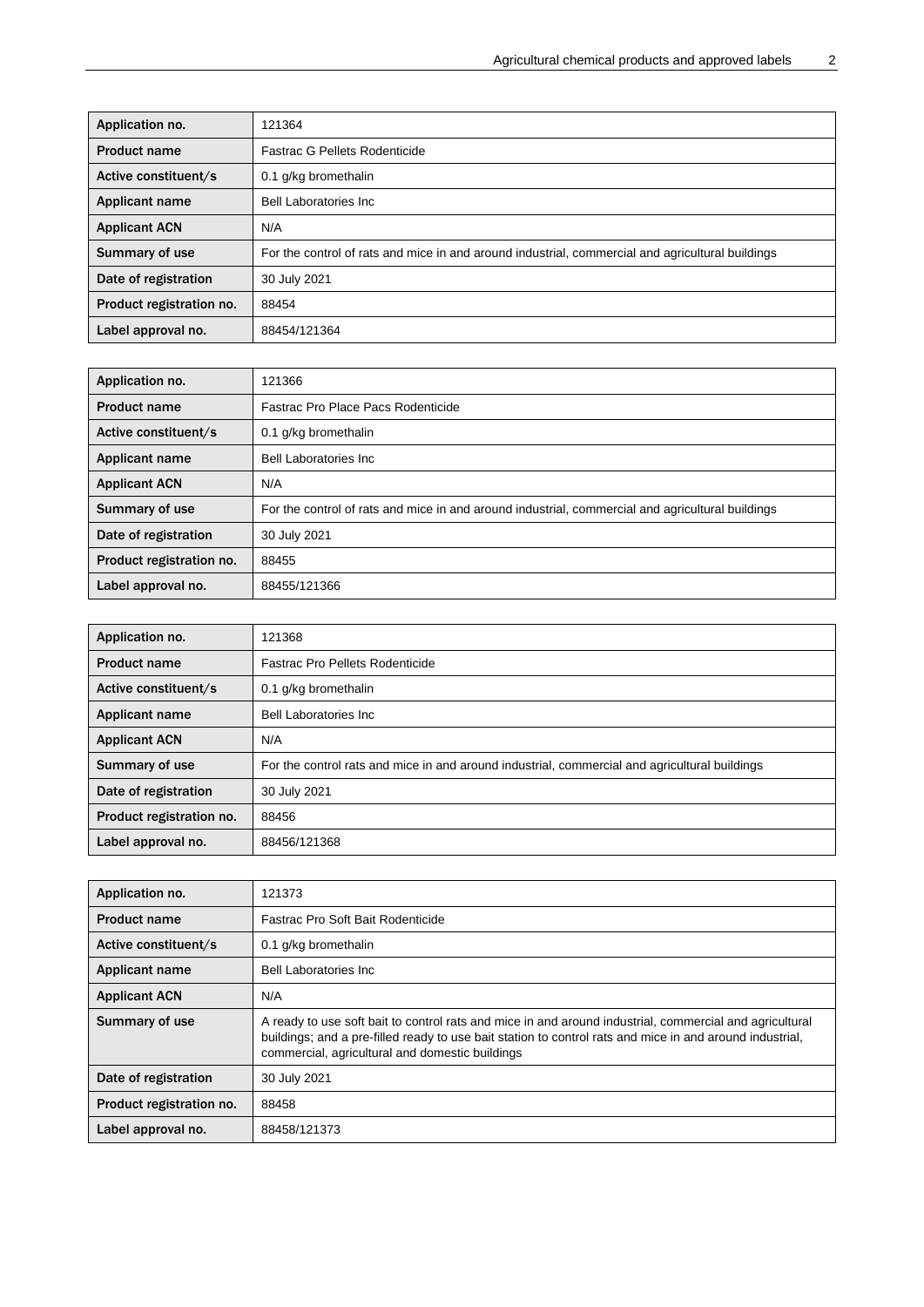| Application no. | 121364 |
|---|---|
| Product name | Fastrac G Pellets Rodenticide |
| Active constituent/s | 0.1 g/kg bromethalin |
| Applicant name | Bell Laboratories Inc |
| Applicant ACN | N/A |
| Summary of use | For the control of rats and mice in and around industrial, commercial and agricultural buildings |
| Date of registration | 30 July 2021 |
| Product registration no. | 88454 |
| Label approval no. | 88454/121364 |

| Application no. | 121366 |
|---|---|
| Product name | Fastrac Pro Place Pacs Rodenticide |
| Active constituent/s | 0.1 g/kg bromethalin |
| Applicant name | Bell Laboratories Inc |
| Applicant ACN | N/A |
| Summary of use | For the control of rats and mice in and around industrial, commercial and agricultural buildings |
| Date of registration | 30 July 2021 |
| Product registration no. | 88455 |
| Label approval no. | 88455/121366 |

| Application no. | 121368 |
|---|---|
| Product name | Fastrac Pro Pellets Rodenticide |
| Active constituent/s | 0.1 g/kg bromethalin |
| Applicant name | Bell Laboratories Inc |
| Applicant ACN | N/A |
| Summary of use | For the control rats and mice in and around industrial, commercial and agricultural buildings |
| Date of registration | 30 July 2021 |
| Product registration no. | 88456 |
| Label approval no. | 88456/121368 |

| Application no. | 121373 |
|---|---|
| Product name | Fastrac Pro Soft Bait Rodenticide |
| Active constituent/s | 0.1 g/kg bromethalin |
| Applicant name | Bell Laboratories Inc |
| Applicant ACN | N/A |
| Summary of use | A ready to use soft bait to control rats and mice in and around industrial, commercial and agricultural buildings; and a pre-filled ready to use bait station to control rats and mice in and around industrial, commercial, agricultural and domestic buildings |
| Date of registration | 30 July 2021 |
| Product registration no. | 88458 |
| Label approval no. | 88458/121373 |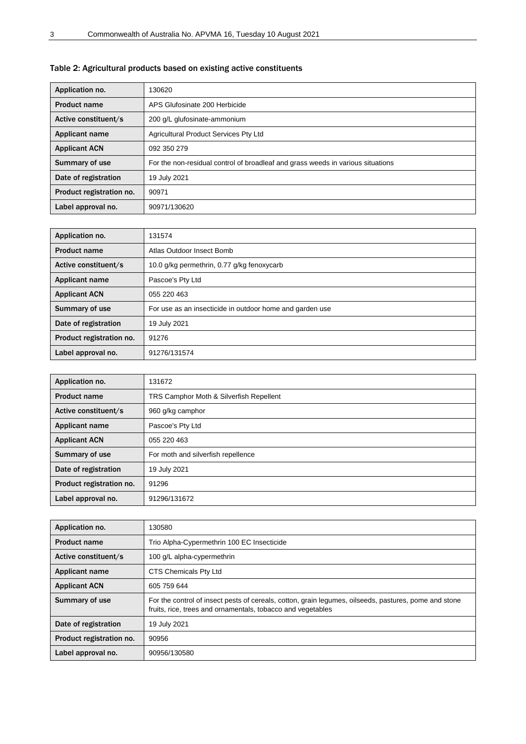### Table 2: Agricultural products based on existing active constituents

| Application no. | 130620 |
|---|---|
| Product name | APS Glufosinate 200 Herbicide |
| Active constituent/s | 200 g/L glufosinate-ammonium |
| Applicant name | Agricultural Product Services Pty Ltd |
| Applicant ACN | 092 350 279 |
| Summary of use | For the non-residual control of broadleaf and grass weeds in various situations |
| Date of registration | 19 July 2021 |
| Product registration no. | 90971 |
| Label approval no. | 90971/130620 |

| Application no. | 131574 |
|---|---|
| Product name | Atlas Outdoor Insect Bomb |
| Active constituent/s | 10.0 g/kg permethrin, 0.77 g/kg fenoxycarb |
| Applicant name | Pascoe's Pty Ltd |
| Applicant ACN | 055 220 463 |
| Summary of use | For use as an insecticide in outdoor home and garden use |
| Date of registration | 19 July 2021 |
| Product registration no. | 91276 |
| Label approval no. | 91276/131574 |

| Application no. | 131672 |
|---|---|
| Product name | TRS Camphor Moth & Silverfish Repellent |
| Active constituent/s | 960 g/kg camphor |
| Applicant name | Pascoe's Pty Ltd |
| Applicant ACN | 055 220 463 |
| Summary of use | For moth and silverfish repellence |
| Date of registration | 19 July 2021 |
| Product registration no. | 91296 |
| Label approval no. | 91296/131672 |

| Application no. | 130580 |
|---|---|
| Product name | Trio Alpha-Cypermethrin 100 EC Insecticide |
| Active constituent/s | 100 g/L alpha-cypermethrin |
| Applicant name | CTS Chemicals Pty Ltd |
| Applicant ACN | 605 759 644 |
| Summary of use | For the control of insect pests of cereals, cotton, grain legumes, oilseeds, pastures, pome and stone fruits, rice, trees and ornamentals, tobacco and vegetables |
| Date of registration | 19 July 2021 |
| Product registration no. | 90956 |
| Label approval no. | 90956/130580 |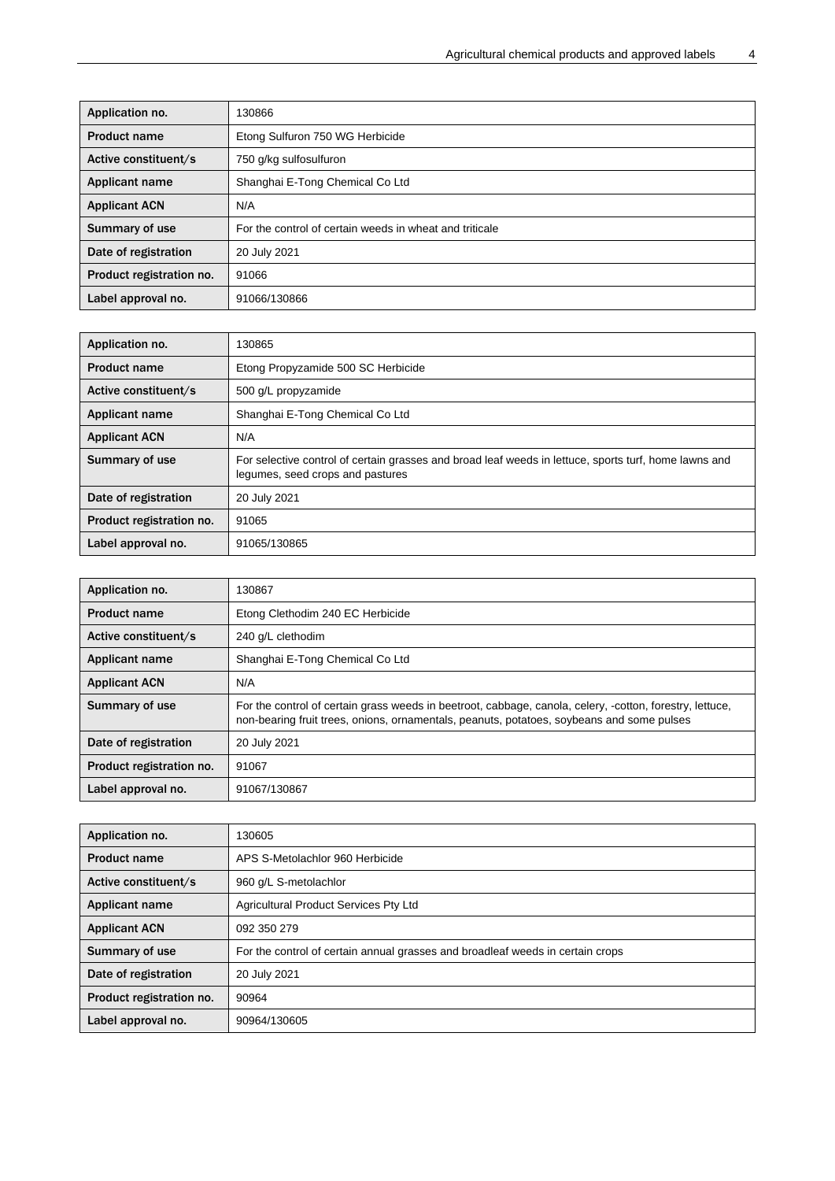| Application no. | 130866 |
|---|---|
| **Product name** | Etong Sulfuron 750 WG Herbicide |
| **Active constituent/s** | 750 g/kg sulfosulfuron |
| **Applicant name** | Shanghai E-Tong Chemical Co Ltd |
| **Applicant ACN** | N/A |
| **Summary of use** | For the control of certain weeds in wheat and triticale |
| **Date of registration** | 20 July 2021 |
| **Product registration no.** | 91066 |
| **Label approval no.** | 91066/130866 |

| Application no. | 130865 |
|---|---|
| **Product name** | Etong Propyzamide 500 SC Herbicide |
| **Active constituent/s** | 500 g/L propyzamide |
| **Applicant name** | Shanghai E-Tong Chemical Co Ltd |
| **Applicant ACN** | N/A |
| **Summary of use** | For selective control of certain grasses and broad leaf weeds in lettuce, sports turf, home lawns and legumes, seed crops and pastures |
| **Date of registration** | 20 July 2021 |
| **Product registration no.** | 91065 |
| **Label approval no.** | 91065/130865 |

| Application no. | 130867 |
|---|---|
| **Product name** | Etong Clethodim 240 EC Herbicide |
| **Active constituent/s** | 240 g/L clethodim |
| **Applicant name** | Shanghai E-Tong Chemical Co Ltd |
| **Applicant ACN** | N/A |
| **Summary of use** | For the control of certain grass weeds in beetroot, cabbage, canola, celery, -cotton, forestry, lettuce, non-bearing fruit trees, onions, ornamentals, peanuts, potatoes, soybeans and some pulses |
| **Date of registration** | 20 July 2021 |
| **Product registration no.** | 91067 |
| **Label approval no.** | 91067/130867 |

| Application no. | 130605 |
|---|---|
| **Product name** | APS S-Metolachlor 960 Herbicide |
| **Active constituent/s** | 960 g/L S-metolachlor |
| **Applicant name** | Agricultural Product Services Pty Ltd |
| **Applicant ACN** | 092 350 279 |
| **Summary of use** | For the control of certain annual grasses and broadleaf weeds in certain crops |
| **Date of registration** | 20 July 2021 |
| **Product registration no.** | 90964 |
| **Label approval no.** | 90964/130605 |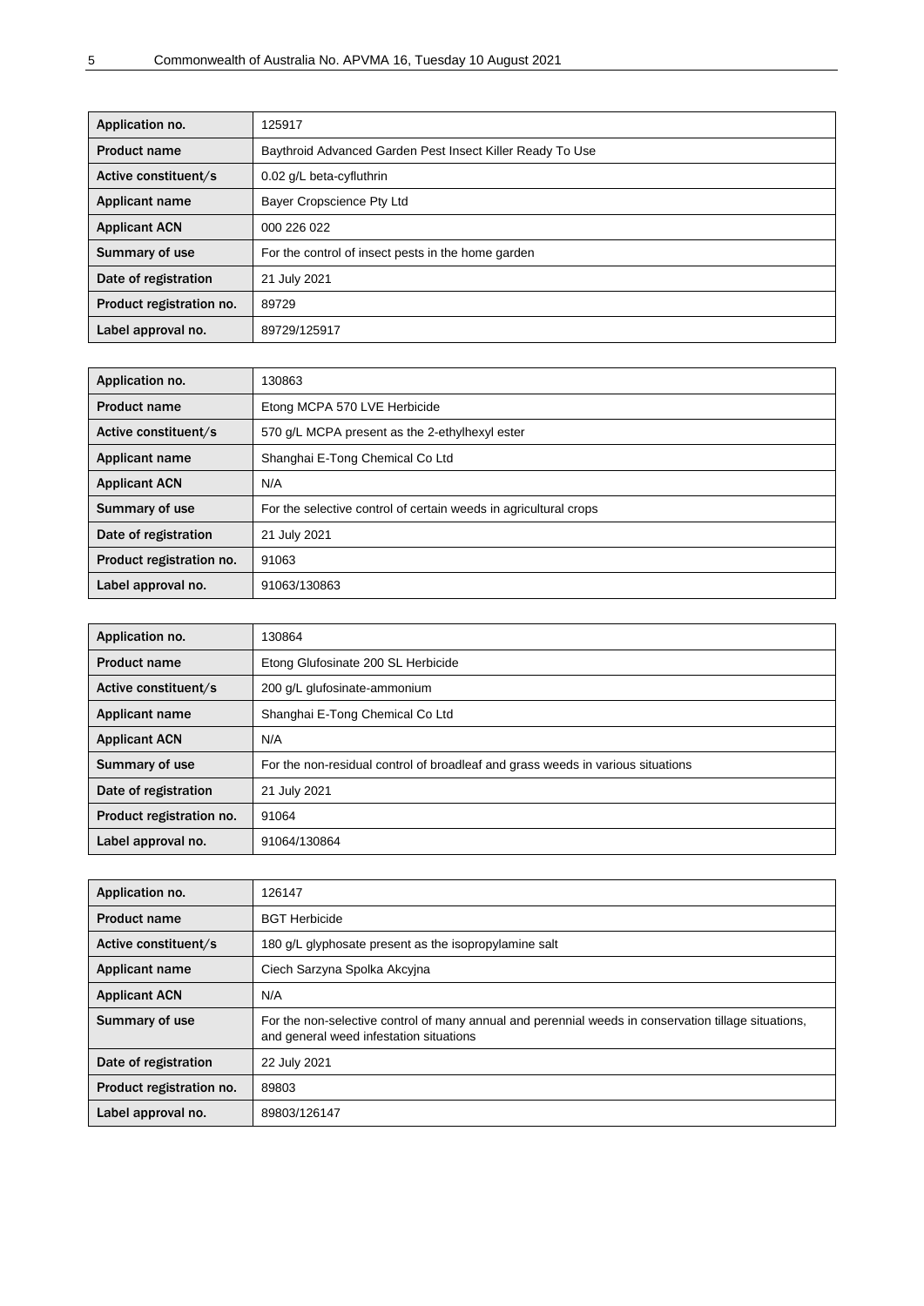| Application no. | 125917 |
| --- | --- |
| Product name | Baythroid Advanced Garden Pest Insect Killer Ready To Use |
| Active constituent/s | 0.02 g/L beta-cyfluthrin |
| Applicant name | Bayer Cropscience Pty Ltd |
| Applicant ACN | 000 226 022 |
| Summary of use | For the control of insect pests in the home garden |
| Date of registration | 21 July 2021 |
| Product registration no. | 89729 |
| Label approval no. | 89729/125917 |

| Application no. | 130863 |
| --- | --- |
| Product name | Etong MCPA 570 LVE Herbicide |
| Active constituent/s | 570 g/L MCPA present as the 2-ethylhexyl ester |
| Applicant name | Shanghai E-Tong Chemical Co Ltd |
| Applicant ACN | N/A |
| Summary of use | For the selective control of certain weeds in agricultural crops |
| Date of registration | 21 July 2021 |
| Product registration no. | 91063 |
| Label approval no. | 91063/130863 |

| Application no. | 130864 |
| --- | --- |
| Product name | Etong Glufosinate 200 SL Herbicide |
| Active constituent/s | 200 g/L glufosinate-ammonium |
| Applicant name | Shanghai E-Tong Chemical Co Ltd |
| Applicant ACN | N/A |
| Summary of use | For the non-residual control of broadleaf and grass weeds in various situations |
| Date of registration | 21 July 2021 |
| Product registration no. | 91064 |
| Label approval no. | 91064/130864 |

| Application no. | 126147 |
| --- | --- |
| Product name | BGT Herbicide |
| Active constituent/s | 180 g/L glyphosate present as the isopropylamine salt |
| Applicant name | Ciech Sarzyna Spolka Akcyjna |
| Applicant ACN | N/A |
| Summary of use | For the non-selective control of many annual and perennial weeds in conservation tillage situations, and general weed infestation situations |
| Date of registration | 22 July 2021 |
| Product registration no. | 89803 |
| Label approval no. | 89803/126147 |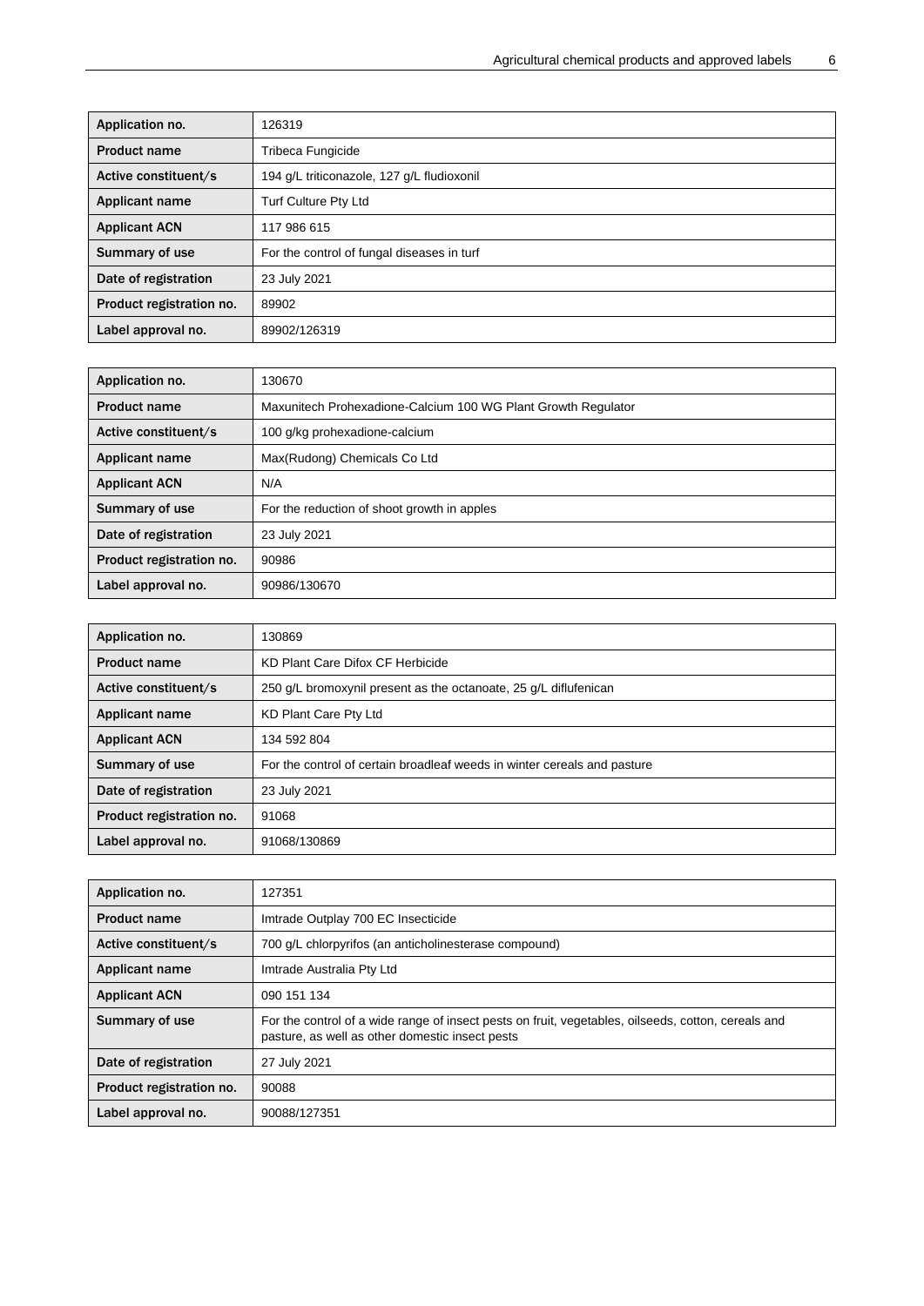| Application no. | 126319 |
|---|---|
| Product name | Tribeca Fungicide |
| Active constituent/s | 194 g/L triticonazole, 127 g/L fludioxonil |
| Applicant name | Turf Culture Pty Ltd |
| Applicant ACN | 117 986 615 |
| Summary of use | For the control of fungal diseases in turf |
| Date of registration | 23 July 2021 |
| Product registration no. | 89902 |
| Label approval no. | 89902/126319 |

| Application no. | 130670 |
|---|---|
| Product name | Maxunitech Prohexadione-Calcium 100 WG Plant Growth Regulator |
| Active constituent/s | 100 g/kg prohexadione-calcium |
| Applicant name | Max(Rudong) Chemicals Co Ltd |
| Applicant ACN | N/A |
| Summary of use | For the reduction of shoot growth in apples |
| Date of registration | 23 July 2021 |
| Product registration no. | 90986 |
| Label approval no. | 90986/130670 |

| Application no. | 130869 |
|---|---|
| Product name | KD Plant Care Difox CF Herbicide |
| Active constituent/s | 250 g/L bromoxynil present as the octanoate, 25 g/L diflufenican |
| Applicant name | KD Plant Care Pty Ltd |
| Applicant ACN | 134 592 804 |
| Summary of use | For the control of certain broadleaf weeds in winter cereals and pasture |
| Date of registration | 23 July 2021 |
| Product registration no. | 91068 |
| Label approval no. | 91068/130869 |

| Application no. | 127351 |
|---|---|
| Product name | Imtrade Outplay 700 EC Insecticide |
| Active constituent/s | 700 g/L chlorpyrifos (an anticholinesterase compound) |
| Applicant name | Imtrade Australia Pty Ltd |
| Applicant ACN | 090 151 134 |
| Summary of use | For the control of a wide range of insect pests on fruit, vegetables, oilseeds, cotton, cereals and pasture, as well as other domestic insect pests |
| Date of registration | 27 July 2021 |
| Product registration no. | 90088 |
| Label approval no. | 90088/127351 |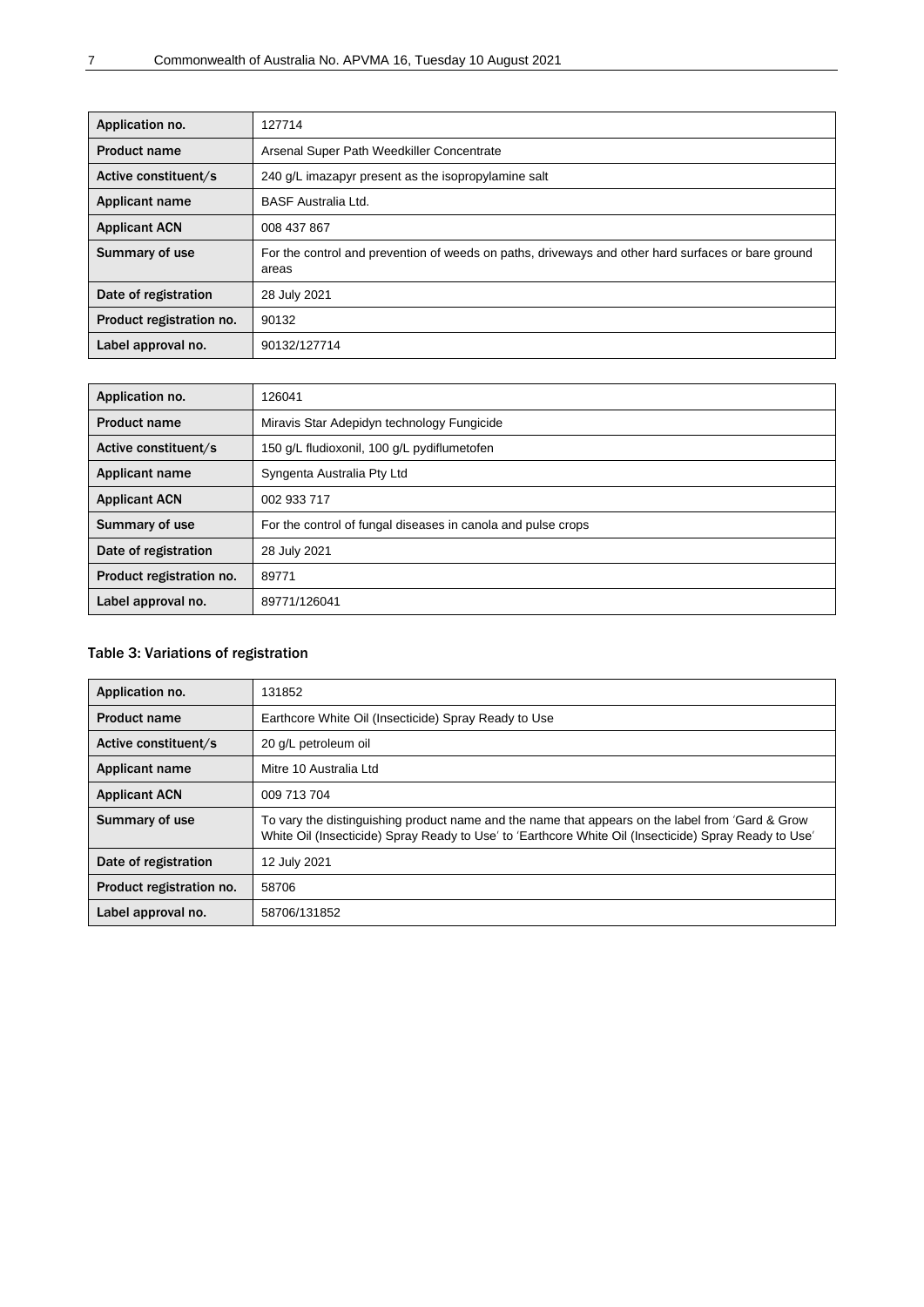| Application no. | 127714 |
| --- | --- |
| Product name | Arsenal Super Path Weedkiller Concentrate |
| Active constituent/s | 240 g/L imazapyr present as the isopropylamine salt |
| Applicant name | BASF Australia Ltd. |
| Applicant ACN | 008 437 867 |
| Summary of use | For the control and prevention of weeds on paths, driveways and other hard surfaces or bare ground areas |
| Date of registration | 28 July 2021 |
| Product registration no. | 90132 |
| Label approval no. | 90132/127714 |

| Application no. | 126041 |
| --- | --- |
| Product name | Miravis Star Adepidyn technology Fungicide |
| Active constituent/s | 150 g/L fludioxonil, 100 g/L pydiflumetofen |
| Applicant name | Syngenta Australia Pty Ltd |
| Applicant ACN | 002 933 717 |
| Summary of use | For the control of fungal diseases in canola and pulse crops |
| Date of registration | 28 July 2021 |
| Product registration no. | 89771 |
| Label approval no. | 89771/126041 |

### Table 3: Variations of registration

| Application no. | 131852 |
| --- | --- |
| Product name | Earthcore White Oil (Insecticide) Spray Ready to Use |
| Active constituent/s | 20 g/L petroleum oil |
| Applicant name | Mitre 10 Australia Ltd |
| Applicant ACN | 009 713 704 |
| Summary of use | To vary the distinguishing product name and the name that appears on the label from 'Gard & Grow White Oil (Insecticide) Spray Ready to Use' to 'Earthcore White Oil (Insecticide) Spray Ready to Use' |
| Date of registration | 12 July 2021 |
| Product registration no. | 58706 |
| Label approval no. | 58706/131852 |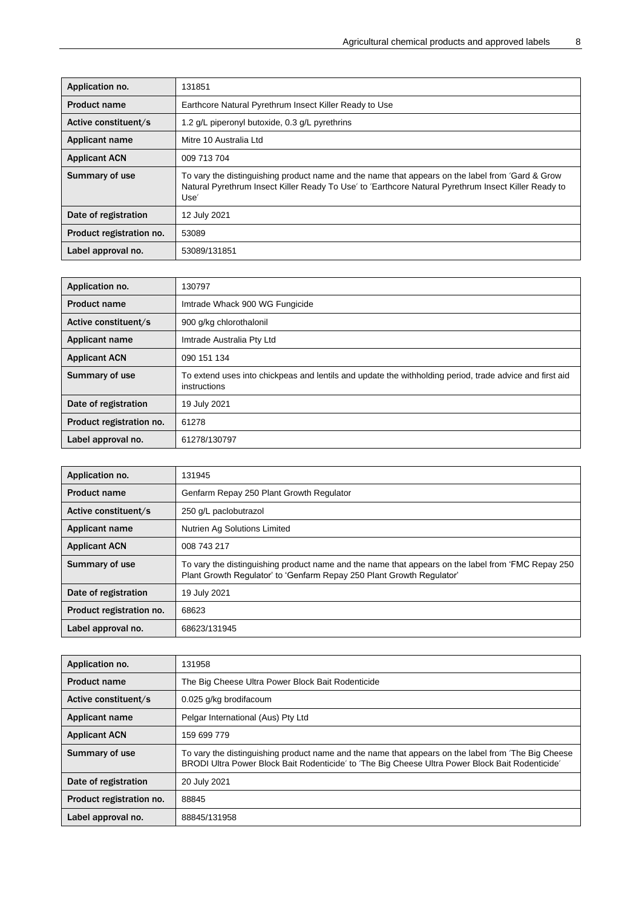| Application no. | 131851 |
| --- | --- |
| Product name | Earthcore Natural Pyrethrum Insect Killer Ready to Use |
| Active constituent/s | 1.2 g/L piperonyl butoxide, 0.3 g/L pyrethrins |
| Applicant name | Mitre 10 Australia Ltd |
| Applicant ACN | 009 713 704 |
| Summary of use | To vary the distinguishing product name and the name that appears on the label from 'Gard & Grow Natural Pyrethrum Insect Killer Ready To Use' to 'Earthcore Natural Pyrethrum Insect Killer Ready to Use' |
| Date of registration | 12 July 2021 |
| Product registration no. | 53089 |
| Label approval no. | 53089/131851 |

| Application no. | 130797 |
| --- | --- |
| Product name | Imtrade Whack 900 WG Fungicide |
| Active constituent/s | 900 g/kg chlorothalonil |
| Applicant name | Imtrade Australia Pty Ltd |
| Applicant ACN | 090 151 134 |
| Summary of use | To extend uses into chickpeas and lentils and update the withholding period, trade advice and first aid instructions |
| Date of registration | 19 July 2021 |
| Product registration no. | 61278 |
| Label approval no. | 61278/130797 |

| Application no. | 131945 |
| --- | --- |
| Product name | Genfarm Repay 250 Plant Growth Regulator |
| Active constituent/s | 250 g/L paclobutrazol |
| Applicant name | Nutrien Ag Solutions Limited |
| Applicant ACN | 008 743 217 |
| Summary of use | To vary the distinguishing product name and the name that appears on the label from 'FMC Repay 250 Plant Growth Regulator' to 'Genfarm Repay 250 Plant Growth Regulator' |
| Date of registration | 19 July 2021 |
| Product registration no. | 68623 |
| Label approval no. | 68623/131945 |

| Application no. | 131958 |
| --- | --- |
| Product name | The Big Cheese Ultra Power Block Bait Rodenticide |
| Active constituent/s | 0.025 g/kg brodifacoum |
| Applicant name | Pelgar International (Aus) Pty Ltd |
| Applicant ACN | 159 699 779 |
| Summary of use | To vary the distinguishing product name and the name that appears on the label from 'The Big Cheese BRODI Ultra Power Block Bait Rodenticide' to 'The Big Cheese Ultra Power Block Bait Rodenticide' |
| Date of registration | 20 July 2021 |
| Product registration no. | 88845 |
| Label approval no. | 88845/131958 |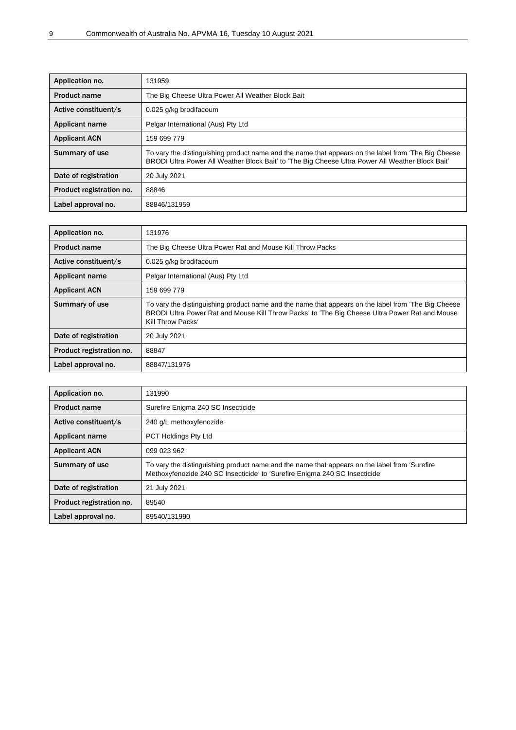| Application no. | 131959 |
| --- | --- |
| Product name | The Big Cheese Ultra Power All Weather Block Bait |
| Active constituent/s | 0.025 g/kg brodifacoum |
| Applicant name | Pelgar International (Aus) Pty Ltd |
| Applicant ACN | 159 699 779 |
| Summary of use | To vary the distinguishing product name and the name that appears on the label from 'The Big Cheese BRODI Ultra Power All Weather Block Bait' to 'The Big Cheese Ultra Power All Weather Block Bait' |
| Date of registration | 20 July 2021 |
| Product registration no. | 88846 |
| Label approval no. | 88846/131959 |

| Application no. | 131976 |
| --- | --- |
| Product name | The Big Cheese Ultra Power Rat and Mouse Kill Throw Packs |
| Active constituent/s | 0.025 g/kg brodifacoum |
| Applicant name | Pelgar International (Aus) Pty Ltd |
| Applicant ACN | 159 699 779 |
| Summary of use | To vary the distinguishing product name and the name that appears on the label from 'The Big Cheese BRODI Ultra Power Rat and Mouse Kill Throw Packs' to 'The Big Cheese Ultra Power Rat and Mouse Kill Throw Packs' |
| Date of registration | 20 July 2021 |
| Product registration no. | 88847 |
| Label approval no. | 88847/131976 |

| Application no. | 131990 |
| --- | --- |
| Product name | Surefire Enigma 240 SC Insecticide |
| Active constituent/s | 240 g/L methoxyfenozide |
| Applicant name | PCT Holdings Pty Ltd |
| Applicant ACN | 099 023 962 |
| Summary of use | To vary the distinguishing product name and the name that appears on the label from 'Surefire Methoxyfenozide 240 SC Insecticide' to 'Surefire Enigma 240 SC Insecticide' |
| Date of registration | 21 July 2021 |
| Product registration no. | 89540 |
| Label approval no. | 89540/131990 |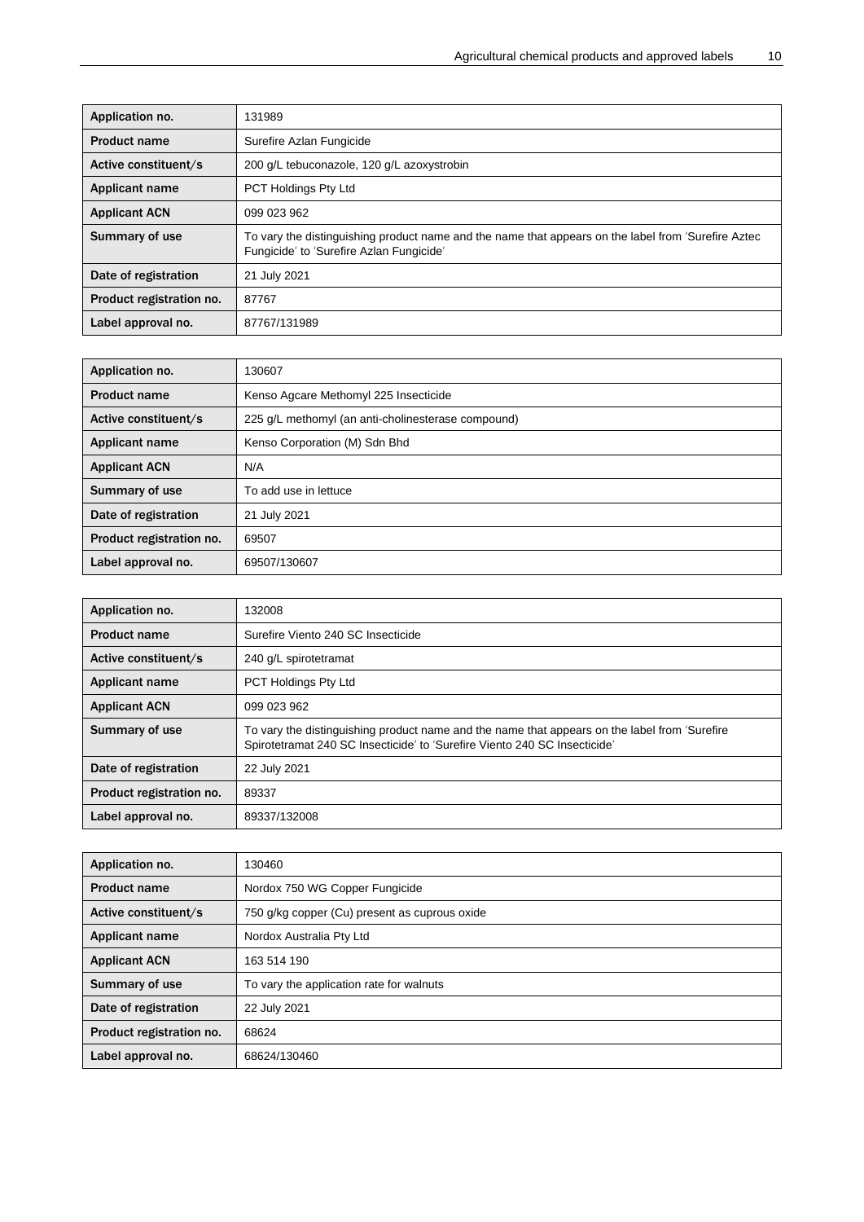| Application no. | 131989 |
|---|---|
| Product name | Surefire Azlan Fungicide |
| Active constituent/s | 200 g/L tebuconazole, 120 g/L azoxystrobin |
| Applicant name | PCT Holdings Pty Ltd |
| Applicant ACN | 099 023 962 |
| Summary of use | To vary the distinguishing product name and the name that appears on the label from 'Surefire Aztec Fungicide' to 'Surefire Azlan Fungicide' |
| Date of registration | 21 July 2021 |
| Product registration no. | 87767 |
| Label approval no. | 87767/131989 |

| Application no. | 130607 |
|---|---|
| Product name | Kenso Agcare Methomyl 225 Insecticide |
| Active constituent/s | 225 g/L methomyl (an anti-cholinesterase compound) |
| Applicant name | Kenso Corporation (M) Sdn Bhd |
| Applicant ACN | N/A |
| Summary of use | To add use in lettuce |
| Date of registration | 21 July 2021 |
| Product registration no. | 69507 |
| Label approval no. | 69507/130607 |

| Application no. | 132008 |
|---|---|
| Product name | Surefire Viento 240 SC Insecticide |
| Active constituent/s | 240 g/L spirotetramat |
| Applicant name | PCT Holdings Pty Ltd |
| Applicant ACN | 099 023 962 |
| Summary of use | To vary the distinguishing product name and the name that appears on the label from 'Surefire Spirotetramat 240 SC Insecticide' to 'Surefire Viento 240 SC Insecticide' |
| Date of registration | 22 July 2021 |
| Product registration no. | 89337 |
| Label approval no. | 89337/132008 |

| Application no. | 130460 |
|---|---|
| Product name | Nordox 750 WG Copper Fungicide |
| Active constituent/s | 750 g/kg copper (Cu) present as cuprous oxide |
| Applicant name | Nordox Australia Pty Ltd |
| Applicant ACN | 163 514 190 |
| Summary of use | To vary the application rate for walnuts |
| Date of registration | 22 July 2021 |
| Product registration no. | 68624 |
| Label approval no. | 68624/130460 |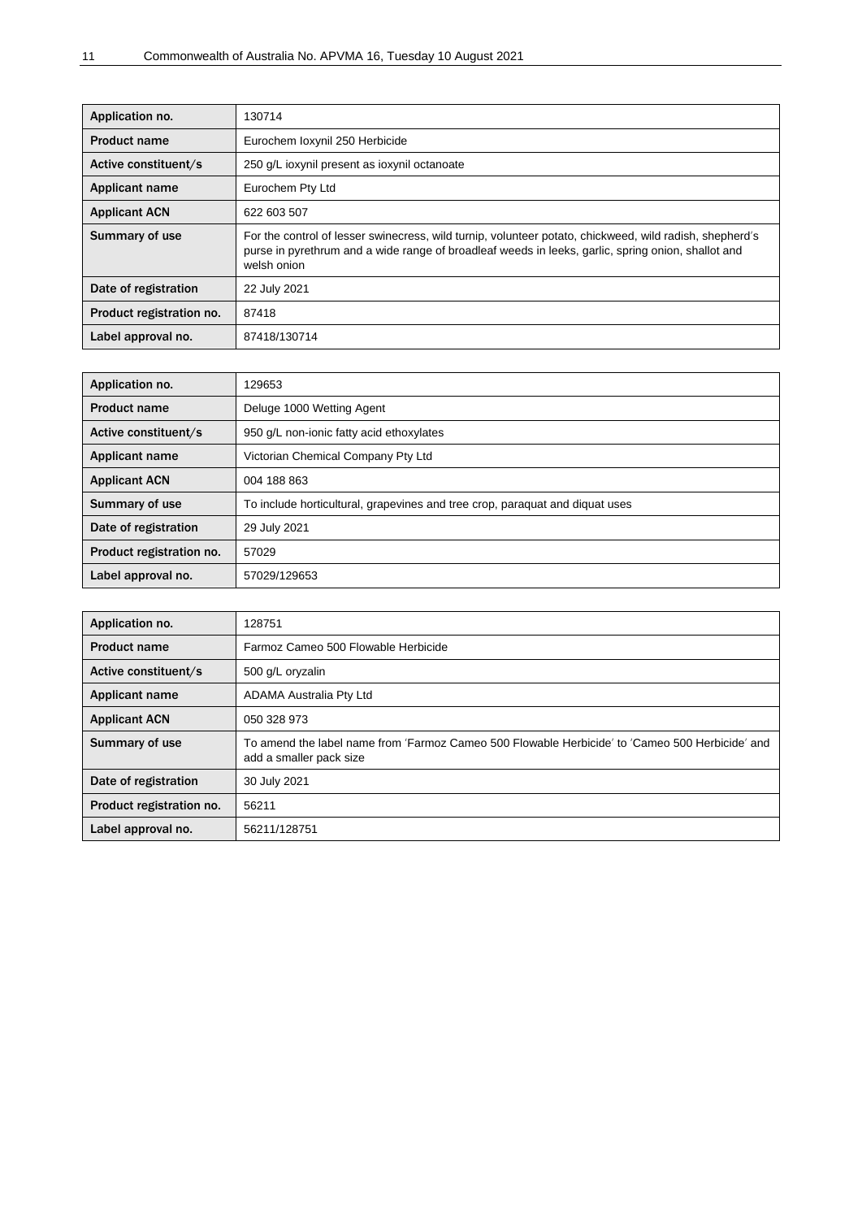| Application no. | 130714 |
|---|---|
| Product name | Eurochem Ioxynil 250 Herbicide |
| Active constituent/s | 250 g/L ioxynil present as ioxynil octanoate |
| Applicant name | Eurochem Pty Ltd |
| Applicant ACN | 622 603 507 |
| Summary of use | For the control of lesser swinecress, wild turnip, volunteer potato, chickweed, wild radish, shepherd's purse in pyrethrum and a wide range of broadleaf weeds in leeks, garlic, spring onion, shallot and welsh onion |
| Date of registration | 22 July 2021 |
| Product registration no. | 87418 |
| Label approval no. | 87418/130714 |

| Application no. | 129653 |
|---|---|
| Product name | Deluge 1000 Wetting Agent |
| Active constituent/s | 950 g/L non-ionic fatty acid ethoxylates |
| Applicant name | Victorian Chemical Company Pty Ltd |
| Applicant ACN | 004 188 863 |
| Summary of use | To include horticultural, grapevines and tree crop, paraquat and diquat uses |
| Date of registration | 29 July 2021 |
| Product registration no. | 57029 |
| Label approval no. | 57029/129653 |

| Application no. | 128751 |
|---|---|
| Product name | Farmoz Cameo 500 Flowable Herbicide |
| Active constituent/s | 500 g/L oryzalin |
| Applicant name | ADAMA Australia Pty Ltd |
| Applicant ACN | 050 328 973 |
| Summary of use | To amend the label name from 'Farmoz Cameo 500 Flowable Herbicide' to 'Cameo 500 Herbicide' and add a smaller pack size |
| Date of registration | 30 July 2021 |
| Product registration no. | 56211 |
| Label approval no. | 56211/128751 |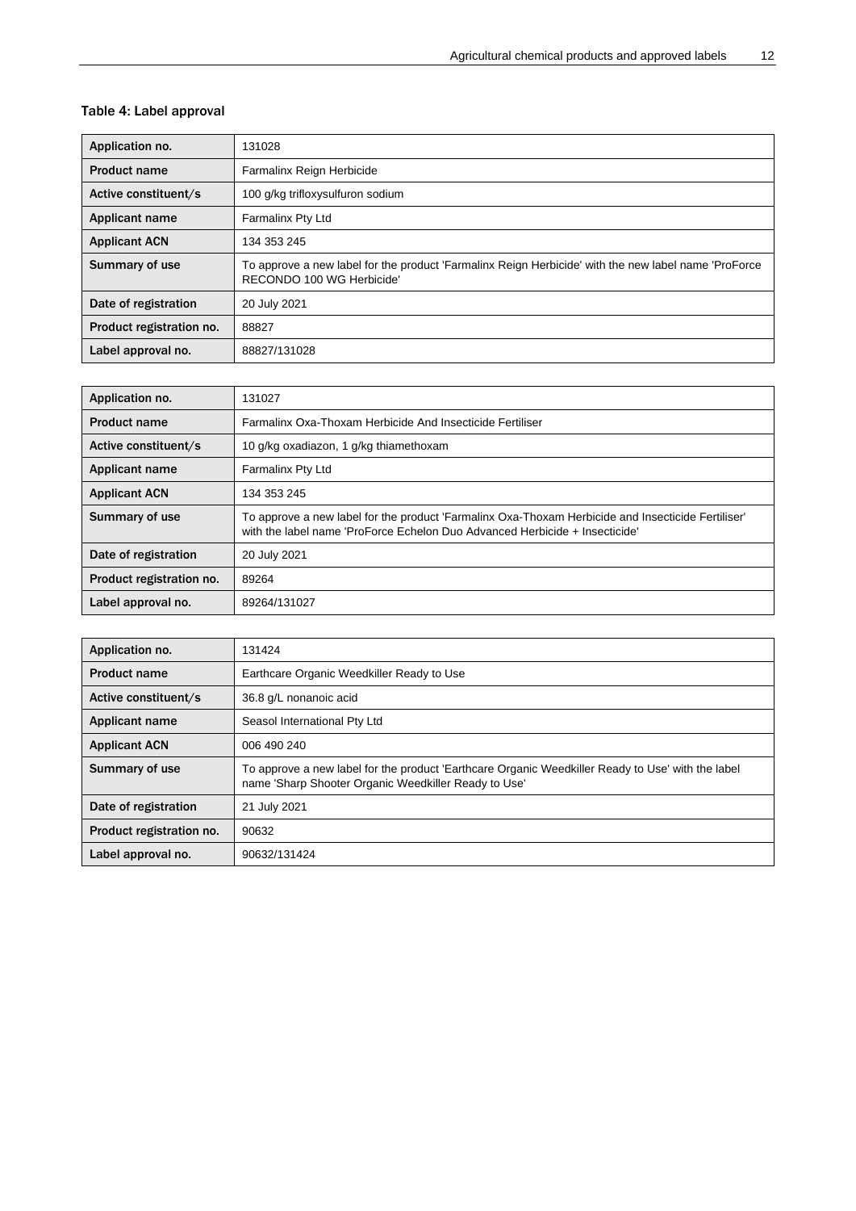### Table 4: Label approval

| Application no. | 131028 |
| --- | --- |
| Product name | Farmalinx Reign Herbicide |
| Active constituent/s | 100 g/kg trifloxysulfuron sodium |
| Applicant name | Farmalinx Pty Ltd |
| Applicant ACN | 134 353 245 |
| Summary of use | To approve a new label for the product 'Farmalinx Reign Herbicide' with the new label name 'ProForce RECONDO 100 WG Herbicide' |
| Date of registration | 20 July 2021 |
| Product registration no. | 88827 |
| Label approval no. | 88827/131028 |

| Application no. | 131027 |
| --- | --- |
| Product name | Farmalinx Oxa-Thoxam Herbicide And Insecticide Fertiliser |
| Active constituent/s | 10 g/kg oxadiazon, 1 g/kg thiamethoxam |
| Applicant name | Farmalinx Pty Ltd |
| Applicant ACN | 134 353 245 |
| Summary of use | To approve a new label for the product 'Farmalinx Oxa-Thoxam Herbicide and Insecticide Fertiliser' with the label name 'ProForce Echelon Duo Advanced Herbicide + Insecticide' |
| Date of registration | 20 July 2021 |
| Product registration no. | 89264 |
| Label approval no. | 89264/131027 |

| Application no. | 131424 |
| --- | --- |
| Product name | Earthcare Organic Weedkiller Ready to Use |
| Active constituent/s | 36.8 g/L nonanoic acid |
| Applicant name | Seasol International Pty Ltd |
| Applicant ACN | 006 490 240 |
| Summary of use | To approve a new label for the product 'Earthcare Organic Weedkiller Ready to Use' with the label name 'Sharp Shooter Organic Weedkiller Ready to Use' |
| Date of registration | 21 July 2021 |
| Product registration no. | 90632 |
| Label approval no. | 90632/131424 |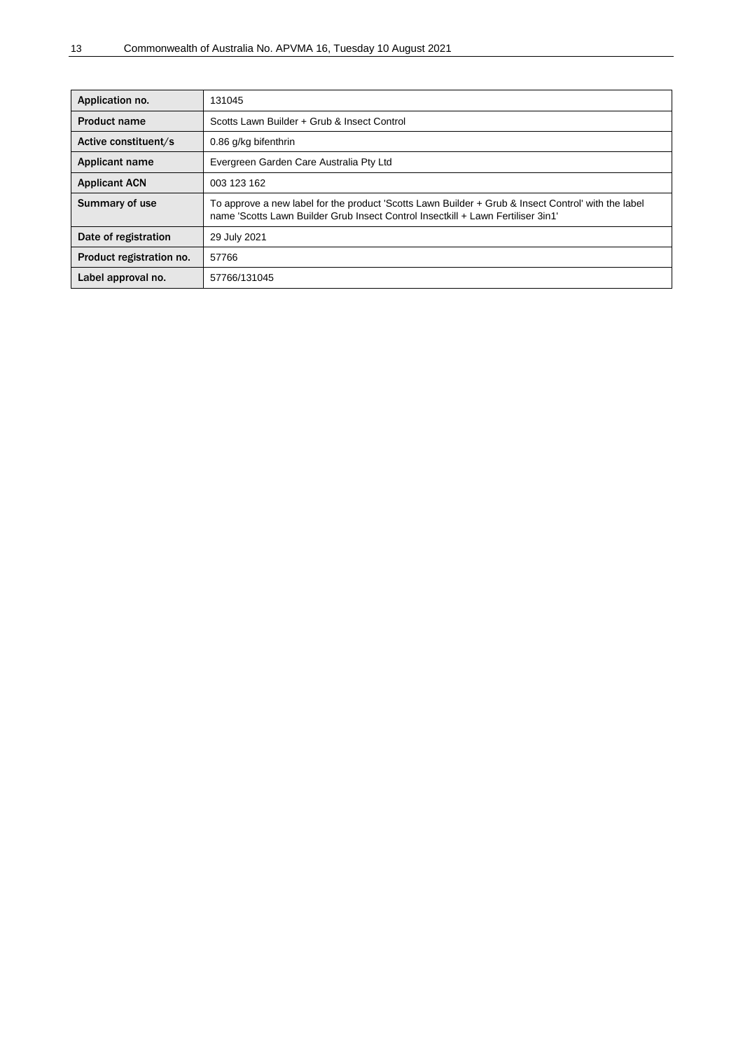| Application no. | 131045 |
| --- | --- |
| Product name | Scotts Lawn Builder + Grub & Insect Control |
| Active constituent/s | 0.86 g/kg bifenthrin |
| Applicant name | Evergreen Garden Care Australia Pty Ltd |
| Applicant ACN | 003 123 162 |
| Summary of use | To approve a new label for the product 'Scotts Lawn Builder + Grub & Insect Control' with the label name 'Scotts Lawn Builder Grub Insect Control Insectkill + Lawn Fertiliser 3in1' |
| Date of registration | 29 July 2021 |
| Product registration no. | 57766 |
| Label approval no. | 57766/131045 |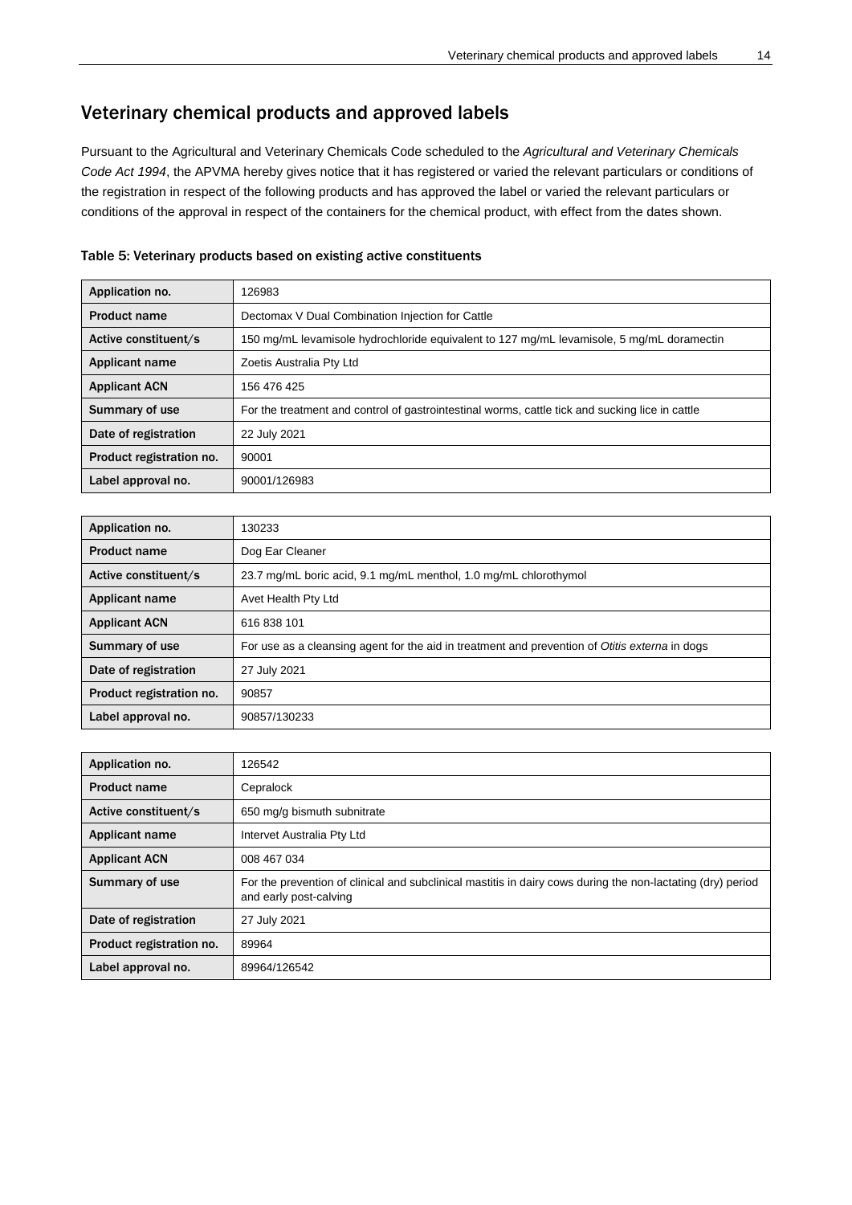## Veterinary chemical products and approved labels

Pursuant to the Agricultural and Veterinary Chemicals Code scheduled to the *Agricultural and Veterinary Chemicals Code Act 1994*, the APVMA hereby gives notice that it has registered or varied the relevant particulars or conditions of the registration in respect of the following products and has approved the label or varied the relevant particulars or conditions of the approval in respect of the containers for the chemical product, with effect from the dates shown.

### Table 5: Veterinary products based on existing active constituents

| | |
|---|---|
| **Application no.** | 126983 |
| **Product name** | Dectomax V Dual Combination Injection for Cattle |
| **Active constituent/s** | 150 mg/mL levamisole hydrochloride equivalent to 127 mg/mL levamisole, 5 mg/mL doramectin |
| **Applicant name** | Zoetis Australia Pty Ltd |
| **Applicant ACN** | 156 476 425 |
| **Summary of use** | For the treatment and control of gastrointestinal worms, cattle tick and sucking lice in cattle |
| **Date of registration** | 22 July 2021 |
| **Product registration no.** | 90001 |
| **Label approval no.** | 90001/126983 |

| | |
|---|---|
| **Application no.** | 130233 |
| **Product name** | Dog Ear Cleaner |
| **Active constituent/s** | 23.7 mg/mL boric acid, 9.1 mg/mL menthol, 1.0 mg/mL chlorothymol |
| **Applicant name** | Avet Health Pty Ltd |
| **Applicant ACN** | 616 838 101 |
| **Summary of use** | For use as a cleansing agent for the aid in treatment and prevention of *Otitis externa* in dogs |
| **Date of registration** | 27 July 2021 |
| **Product registration no.** | 90857 |
| **Label approval no.** | 90857/130233 |

| | |
|---|---|
| **Application no.** | 126542 |
| **Product name** | Cepralock |
| **Active constituent/s** | 650 mg/g bismuth subnitrate |
| **Applicant name** | Intervet Australia Pty Ltd |
| **Applicant ACN** | 008 467 034 |
| **Summary of use** | For the prevention of clinical and subclinical mastitis in dairy cows during the non-lactating (dry) period and early post-calving |
| **Date of registration** | 27 July 2021 |
| **Product registration no.** | 89964 |
| **Label approval no.** | 89964/126542 |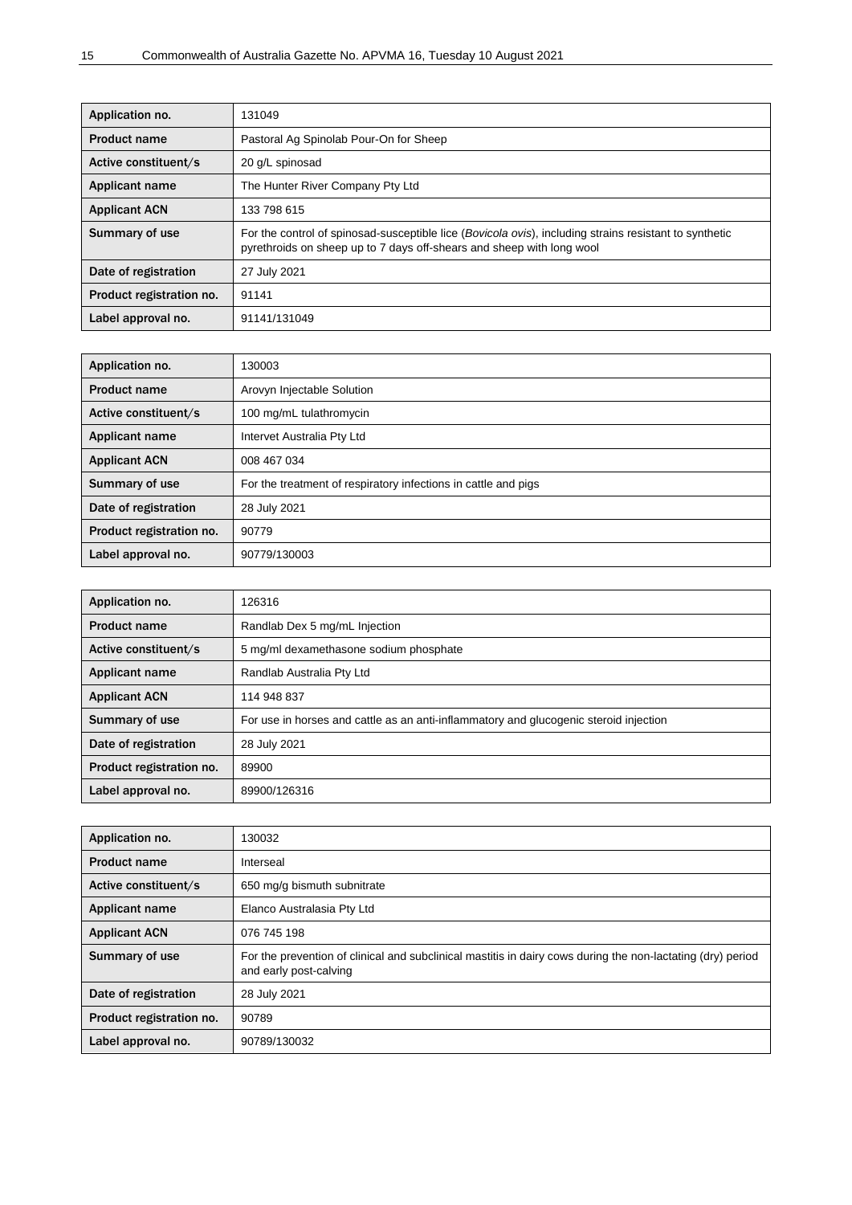| Application no. | 131049 |
| --- | --- |
| Product name | Pastoral Ag Spinolab Pour-On for Sheep |
| Active constituent/s | 20 g/L spinosad |
| Applicant name | The Hunter River Company Pty Ltd |
| Applicant ACN | 133 798 615 |
| Summary of use | For the control of spinosad-susceptible lice (*Bovicola ovis*), including strains resistant to synthetic pyrethroids on sheep up to 7 days off-shears and sheep with long wool |
| Date of registration | 27 July 2021 |
| Product registration no. | 91141 |
| Label approval no. | 91141/131049 |

| Application no. | 130003 |
| --- | --- |
| Product name | Arovyn Injectable Solution |
| Active constituent/s | 100 mg/mL tulathromycin |
| Applicant name | Intervet Australia Pty Ltd |
| Applicant ACN | 008 467 034 |
| Summary of use | For the treatment of respiratory infections in cattle and pigs |
| Date of registration | 28 July 2021 |
| Product registration no. | 90779 |
| Label approval no. | 90779/130003 |

| Application no. | 126316 |
| --- | --- |
| Product name | Randlab Dex 5 mg/mL Injection |
| Active constituent/s | 5 mg/ml dexamethasone sodium phosphate |
| Applicant name | Randlab Australia Pty Ltd |
| Applicant ACN | 114 948 837 |
| Summary of use | For use in horses and cattle as an anti-inflammatory and glucogenic steroid injection |
| Date of registration | 28 July 2021 |
| Product registration no. | 89900 |
| Label approval no. | 89900/126316 |

| Application no. | 130032 |
| --- | --- |
| Product name | Interseal |
| Active constituent/s | 650 mg/g bismuth subnitrate |
| Applicant name | Elanco Australasia Pty Ltd |
| Applicant ACN | 076 745 198 |
| Summary of use | For the prevention of clinical and subclinical mastitis in dairy cows during the non-lactating (dry) period and early post-calving |
| Date of registration | 28 July 2021 |
| Product registration no. | 90789 |
| Label approval no. | 90789/130032 |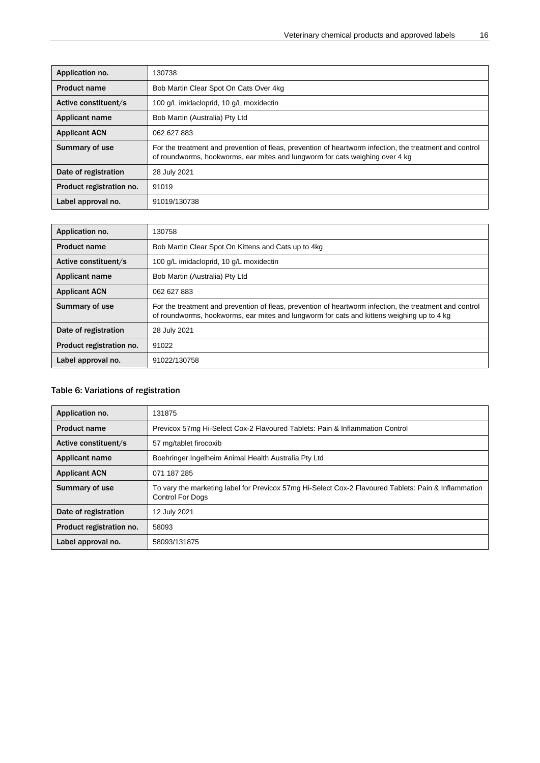| Application no. | 130738 |
| --- | --- |
| Product name | Bob Martin Clear Spot On Cats Over 4kg |
| Active constituent/s | 100 g/L imidacloprid, 10 g/L moxidectin |
| Applicant name | Bob Martin (Australia) Pty Ltd |
| Applicant ACN | 062 627 883 |
| Summary of use | For the treatment and prevention of fleas, prevention of heartworm infection, the treatment and control of roundworms, hookworms, ear mites and lungworm for cats weighing over 4 kg |
| Date of registration | 28 July 2021 |
| Product registration no. | 91019 |
| Label approval no. | 91019/130738 |

| Application no. | 130758 |
| --- | --- |
| Product name | Bob Martin Clear Spot On Kittens and Cats up to 4kg |
| Active constituent/s | 100 g/L imidacloprid, 10 g/L moxidectin |
| Applicant name | Bob Martin (Australia) Pty Ltd |
| Applicant ACN | 062 627 883 |
| Summary of use | For the treatment and prevention of fleas, prevention of heartworm infection, the treatment and control of roundworms, hookworms, ear mites and lungworm for cats and kittens weighing up to 4 kg |
| Date of registration | 28 July 2021 |
| Product registration no. | 91022 |
| Label approval no. | 91022/130758 |

### Table 6: Variations of registration

| Application no. | 131875 |
| --- | --- |
| Product name | Previcox 57mg Hi-Select Cox-2 Flavoured Tablets: Pain & Inflammation Control |
| Active constituent/s | 57 mg/tablet firocoxib |
| Applicant name | Boehringer Ingelheim Animal Health Australia Pty Ltd |
| Applicant ACN | 071 187 285 |
| Summary of use | To vary the marketing label for Previcox 57mg Hi-Select Cox-2 Flavoured Tablets: Pain & Inflammation Control For Dogs |
| Date of registration | 12 July 2021 |
| Product registration no. | 58093 |
| Label approval no. | 58093/131875 |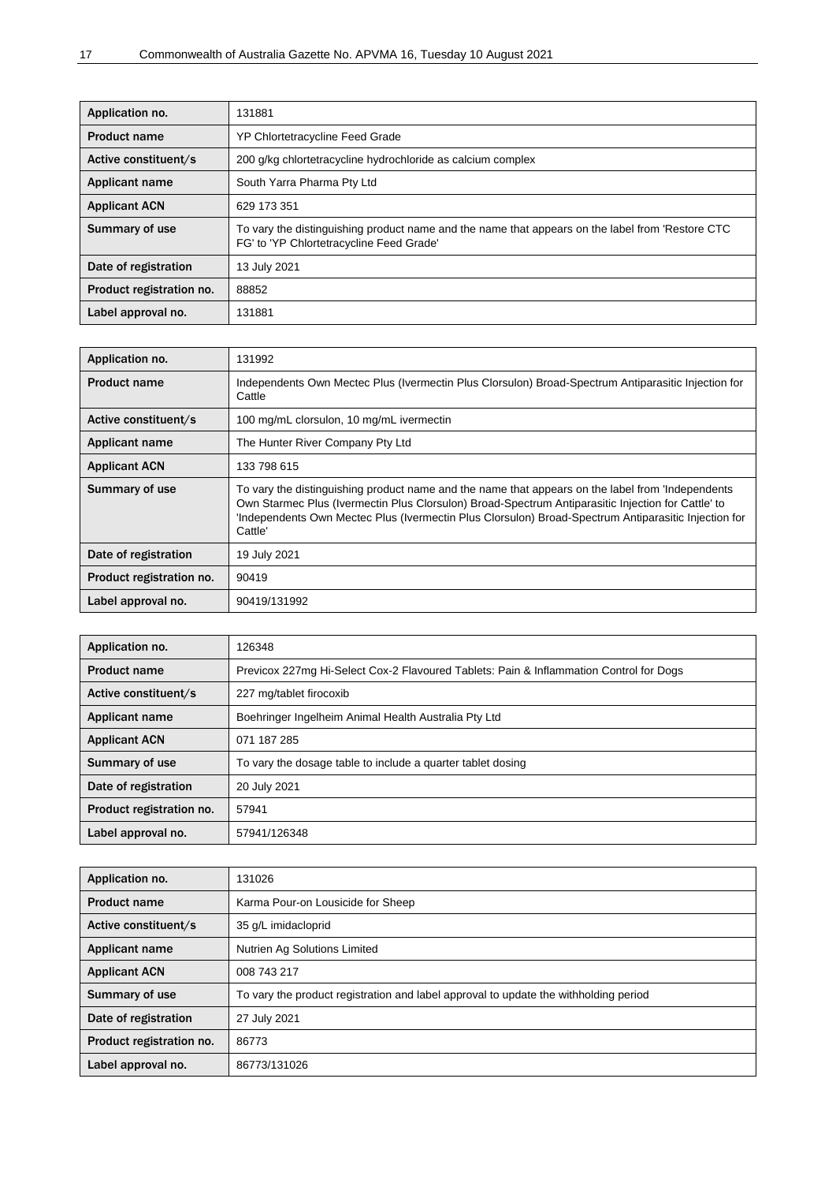| Application no. | 131881 |
|---|---|
| Product name | YP Chlortetracycline Feed Grade |
| Active constituent/s | 200 g/kg chlortetracycline hydrochloride as calcium complex |
| Applicant name | South Yarra Pharma Pty Ltd |
| Applicant ACN | 629 173 351 |
| Summary of use | To vary the distinguishing product name and the name that appears on the label from 'Restore CTC FG' to 'YP Chlortetracycline Feed Grade' |
| Date of registration | 13 July 2021 |
| Product registration no. | 88852 |
| Label approval no. | 131881 |

| Application no. | 131992 |
|---|---|
| Product name | Independents Own Mectec Plus (Ivermectin Plus Clorsulon) Broad-Spectrum Antiparasitic Injection for Cattle |
| Active constituent/s | 100 mg/mL clorsulon, 10 mg/mL ivermectin |
| Applicant name | The Hunter River Company Pty Ltd |
| Applicant ACN | 133 798 615 |
| Summary of use | To vary the distinguishing product name and the name that appears on the label from 'Independents Own Starmec Plus (Ivermectin Plus Clorsulon) Broad-Spectrum Antiparasitic Injection for Cattle' to 'Independents Own Mectec Plus (Ivermectin Plus Clorsulon) Broad-Spectrum Antiparasitic Injection for Cattle' |
| Date of registration | 19 July 2021 |
| Product registration no. | 90419 |
| Label approval no. | 90419/131992 |

| Application no. | 126348 |
|---|---|
| Product name | Previcox 227mg Hi-Select Cox-2 Flavoured Tablets: Pain & Inflammation Control for Dogs |
| Active constituent/s | 227 mg/tablet firocoxib |
| Applicant name | Boehringer Ingelheim Animal Health Australia Pty Ltd |
| Applicant ACN | 071 187 285 |
| Summary of use | To vary the dosage table to include a quarter tablet dosing |
| Date of registration | 20 July 2021 |
| Product registration no. | 57941 |
| Label approval no. | 57941/126348 |

| Application no. | 131026 |
|---|---|
| Product name | Karma Pour-on Lousicide for Sheep |
| Active constituent/s | 35 g/L imidacloprid |
| Applicant name | Nutrien Ag Solutions Limited |
| Applicant ACN | 008 743 217 |
| Summary of use | To vary the product registration and label approval to update the withholding period |
| Date of registration | 27 July 2021 |
| Product registration no. | 86773 |
| Label approval no. | 86773/131026 |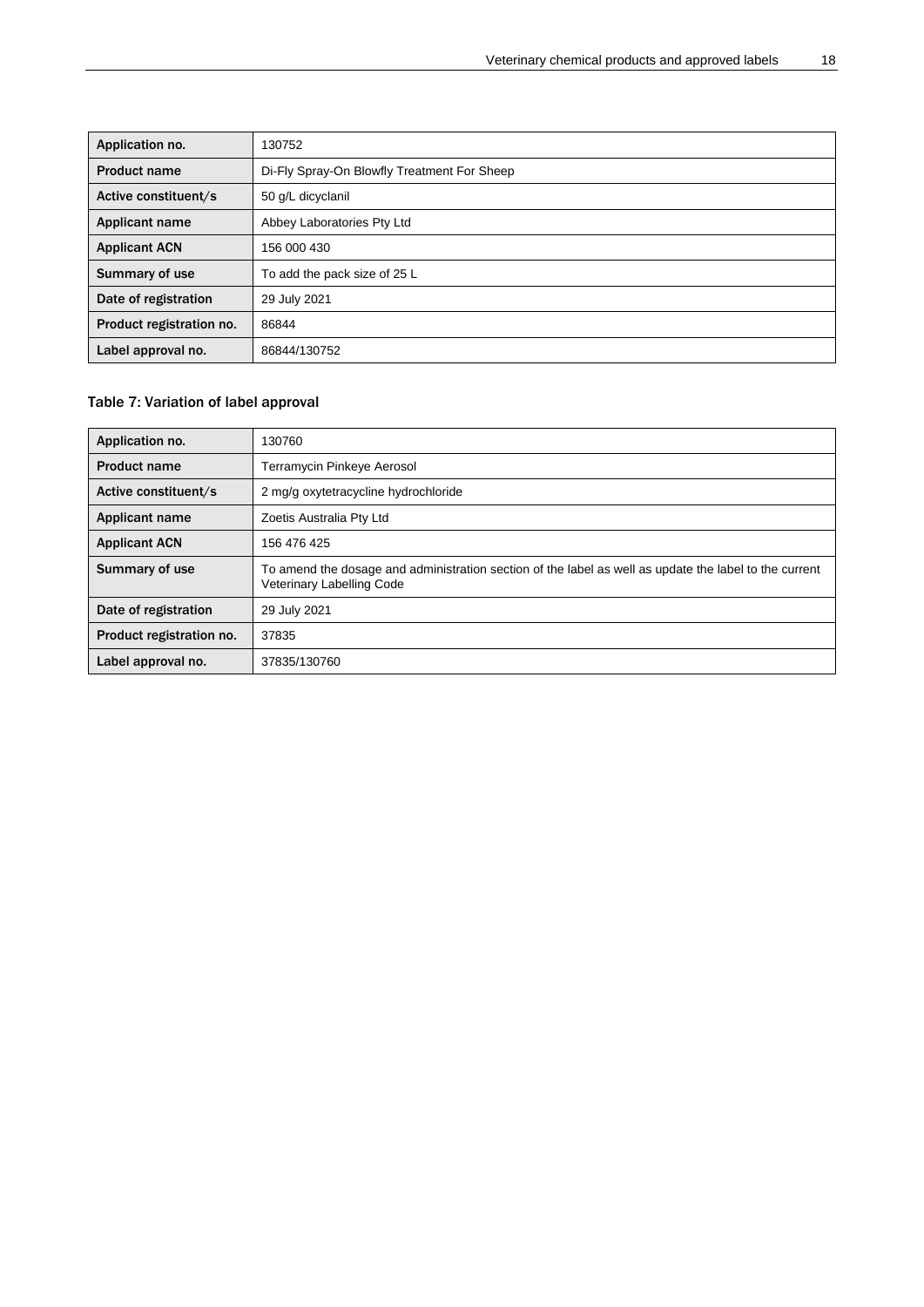| Application no. | 130752 |
| --- | --- |
| Product name | Di-Fly Spray-On Blowfly Treatment For Sheep |
| Active constituent/s | 50 g/L dicyclanil |
| Applicant name | Abbey Laboratories Pty Ltd |
| Applicant ACN | 156 000 430 |
| Summary of use | To add the pack size of 25 L |
| Date of registration | 29 July 2021 |
| Product registration no. | 86844 |
| Label approval no. | 86844/130752 |

### Table 7: Variation of label approval

| Application no. | 130760 |
| --- | --- |
| Product name | Terramycin Pinkeye Aerosol |
| Active constituent/s | 2 mg/g oxytetracycline hydrochloride |
| Applicant name | Zoetis Australia Pty Ltd |
| Applicant ACN | 156 476 425 |
| Summary of use | To amend the dosage and administration section of the label as well as update the label to the current Veterinary Labelling Code |
| Date of registration | 29 July 2021 |
| Product registration no. | 37835 |
| Label approval no. | 37835/130760 |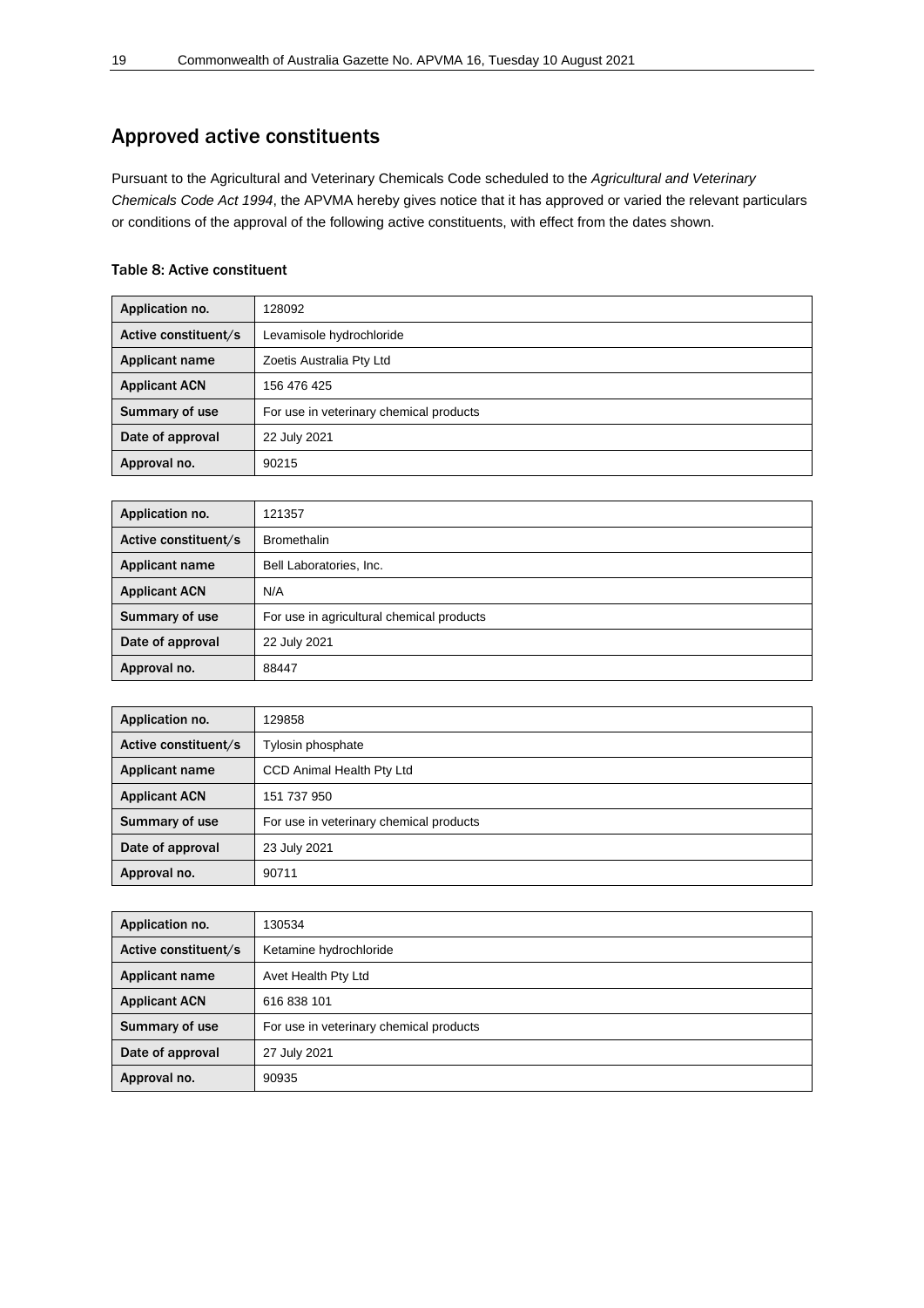## Approved active constituents

Pursuant to the Agricultural and Veterinary Chemicals Code scheduled to the *Agricultural and Veterinary Chemicals Code Act 1994*, the APVMA hereby gives notice that it has approved or varied the relevant particulars or conditions of the approval of the following active constituents, with effect from the dates shown.

#### Table 8: Active constituent

| Application no. | 128092 |
|---|---|
| Active constituent/s | Levamisole hydrochloride |
| Applicant name | Zoetis Australia Pty Ltd |
| Applicant ACN | 156 476 425 |
| Summary of use | For use in veterinary chemical products |
| Date of approval | 22 July 2021 |
| Approval no. | 90215 |

| Application no. | 121357 |
|---|---|
| Active constituent/s | Bromethalin |
| Applicant name | Bell Laboratories, Inc. |
| Applicant ACN | N/A |
| Summary of use | For use in agricultural chemical products |
| Date of approval | 22 July 2021 |
| Approval no. | 88447 |

| Application no. | 129858 |
|---|---|
| Active constituent/s | Tylosin phosphate |
| Applicant name | CCD Animal Health Pty Ltd |
| Applicant ACN | 151 737 950 |
| Summary of use | For use in veterinary chemical products |
| Date of approval | 23 July 2021 |
| Approval no. | 90711 |

| Application no. | 130534 |
|---|---|
| Active constituent/s | Ketamine hydrochloride |
| Applicant name | Avet Health Pty Ltd |
| Applicant ACN | 616 838 101 |
| Summary of use | For use in veterinary chemical products |
| Date of approval | 27 July 2021 |
| Approval no. | 90935 |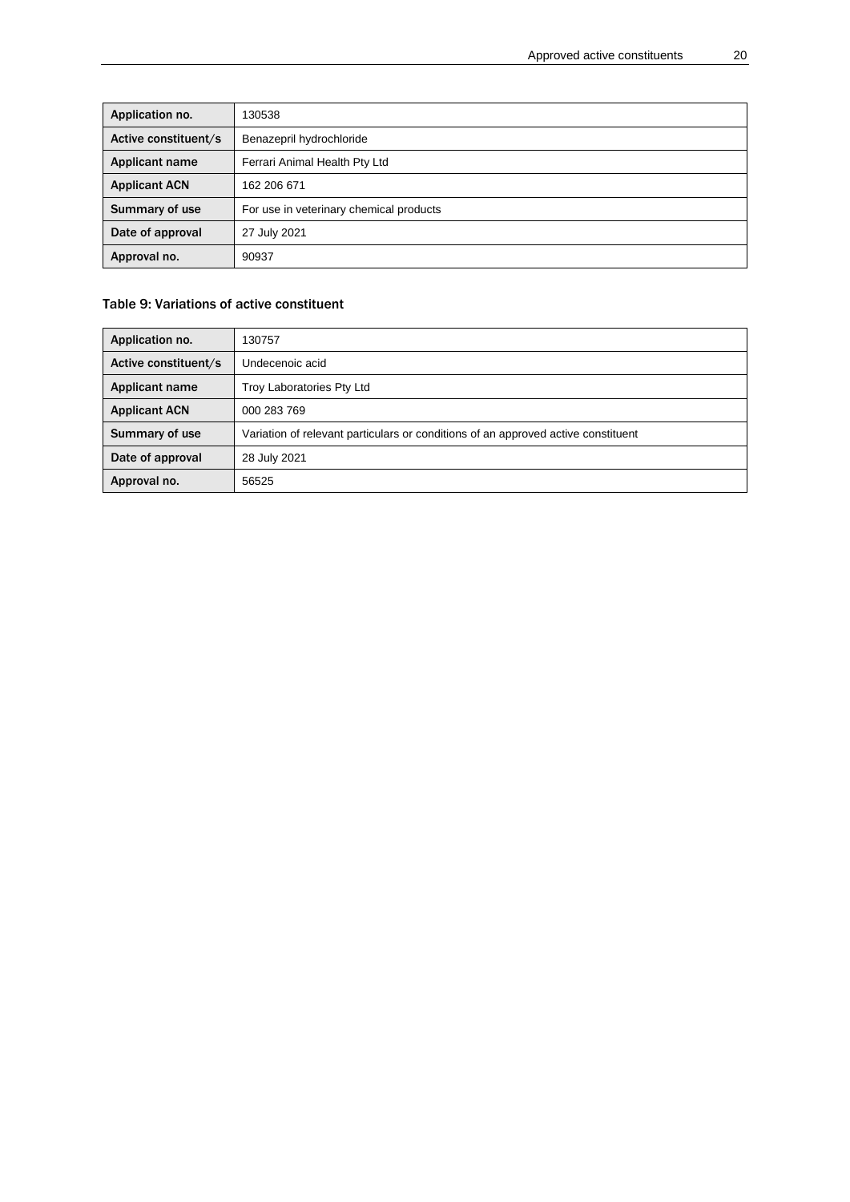| Application no. | 130538 |
|---|---|
| Active constituent/s | Benazepril hydrochloride |
| Applicant name | Ferrari Animal Health Pty Ltd |
| Applicant ACN | 162 206 671 |
| Summary of use | For use in veterinary chemical products |
| Date of approval | 27 July 2021 |
| Approval no. | 90937 |

### Table 9: Variations of active constituent

| Application no. | 130757 |
|---|---|
| Active constituent/s | Undecenoic acid |
| Applicant name | Troy Laboratories Pty Ltd |
| Applicant ACN | 000 283 769 |
| Summary of use | Variation of relevant particulars or conditions of an approved active constituent |
| Date of approval | 28 July 2021 |
| Approval no. | 56525 |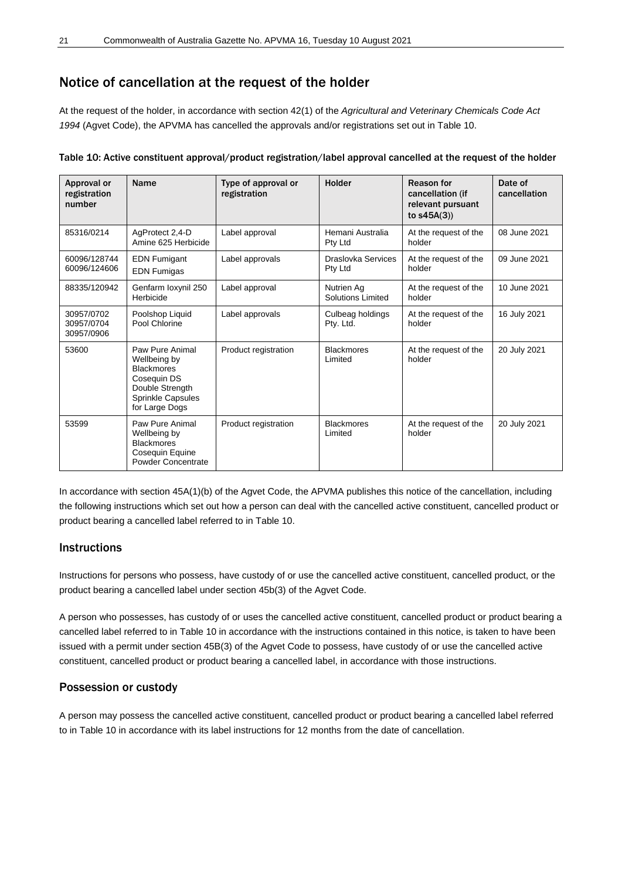## Notice of cancellation at the request of the holder

At the request of the holder, in accordance with section 42(1) of the *Agricultural and Veterinary Chemicals Code Act 1994* (Agvet Code), the APVMA has cancelled the approvals and/or registrations set out in Table 10.

**Table 10: Active constituent approval/product registration/label approval cancelled at the request of the holder**

| Approval or registration number | Name | Type of approval or registration | Holder | Reason for cancellation (if relevant pursuant to s45A(3)) | Date of cancellation |
|---|---|---|---|---|---|
| 85316/0214 | AgProtect 2,4-D Amine 625 Herbicide | Label approval | Hemani Australia Pty Ltd | At the request of the holder | 08 June 2021 |
| 60096/128744<br>60096/124606 | EDN Fumigant<br>EDN Fumigas | Label approvals | Draslovka Services Pty Ltd | At the request of the holder | 09 June 2021 |
| 88335/120942 | Genfarm Ioxynil 250 Herbicide | Label approval | Nutrien Ag Solutions Limited | At the request of the holder | 10 June 2021 |
| 30957/0702<br>30957/0704<br>30957/0906 | Poolshop Liquid Pool Chlorine | Label approvals | Culbeag holdings Pty. Ltd. | At the request of the holder | 16 July 2021 |
| 53600 | Paw Pure Animal Wellbeing by Blackmores Cosequin DS Double Strength Sprinkle Capsules for Large Dogs | Product registration | Blackmores Limited | At the request of the holder | 20 July 2021 |
| 53599 | Paw Pure Animal Wellbeing by Blackmores Cosequin Equine Powder Concentrate | Product registration | Blackmores Limited | At the request of the holder | 20 July 2021 |

In accordance with section 45A(1)(b) of the Agvet Code, the APVMA publishes this notice of the cancellation, including the following instructions which set out how a person can deal with the cancelled active constituent, cancelled product or product bearing a cancelled label referred to in Table 10.

### Instructions

Instructions for persons who possess, have custody of or use the cancelled active constituent, cancelled product, or the product bearing a cancelled label under section 45b(3) of the Agvet Code.

A person who possesses, has custody of or uses the cancelled active constituent, cancelled product or product bearing a cancelled label referred to in Table 10 in accordance with the instructions contained in this notice, is taken to have been issued with a permit under section 45B(3) of the Agvet Code to possess, have custody of or use the cancelled active constituent, cancelled product or product bearing a cancelled label, in accordance with those instructions.

### Possession or custody

A person may possess the cancelled active constituent, cancelled product or product bearing a cancelled label referred to in Table 10 in accordance with its label instructions for 12 months from the date of cancellation.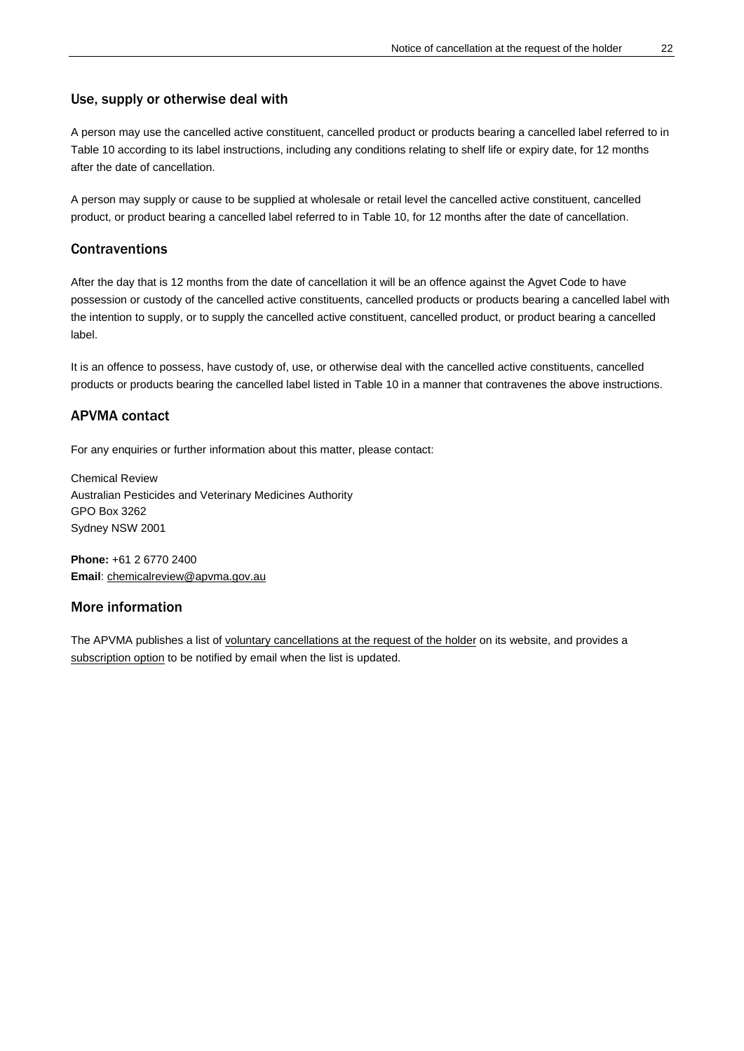## Use, supply or otherwise deal with

A person may use the cancelled active constituent, cancelled product or products bearing a cancelled label referred to in Table 10 according to its label instructions, including any conditions relating to shelf life or expiry date, for 12 months after the date of cancellation.

A person may supply or cause to be supplied at wholesale or retail level the cancelled active constituent, cancelled product, or product bearing a cancelled label referred to in Table 10, for 12 months after the date of cancellation.

## Contraventions

After the day that is 12 months from the date of cancellation it will be an offence against the Agvet Code to have possession or custody of the cancelled active constituents, cancelled products or products bearing a cancelled label with the intention to supply, or to supply the cancelled active constituent, cancelled product, or product bearing a cancelled label.

It is an offence to possess, have custody of, use, or otherwise deal with the cancelled active constituents, cancelled products or products bearing the cancelled label listed in Table 10 in a manner that contravenes the above instructions.

## APVMA contact

For any enquiries or further information about this matter, please contact:

Chemical Review
Australian Pesticides and Veterinary Medicines Authority
GPO Box 3262
Sydney NSW 2001

**Phone:** +61 2 6770 2400
**Email**: chemicalreview@apvma.gov.au

## More information

The APVMA publishes a list of voluntary cancellations at the request of the holder on its website, and provides a subscription option to be notified by email when the list is updated.